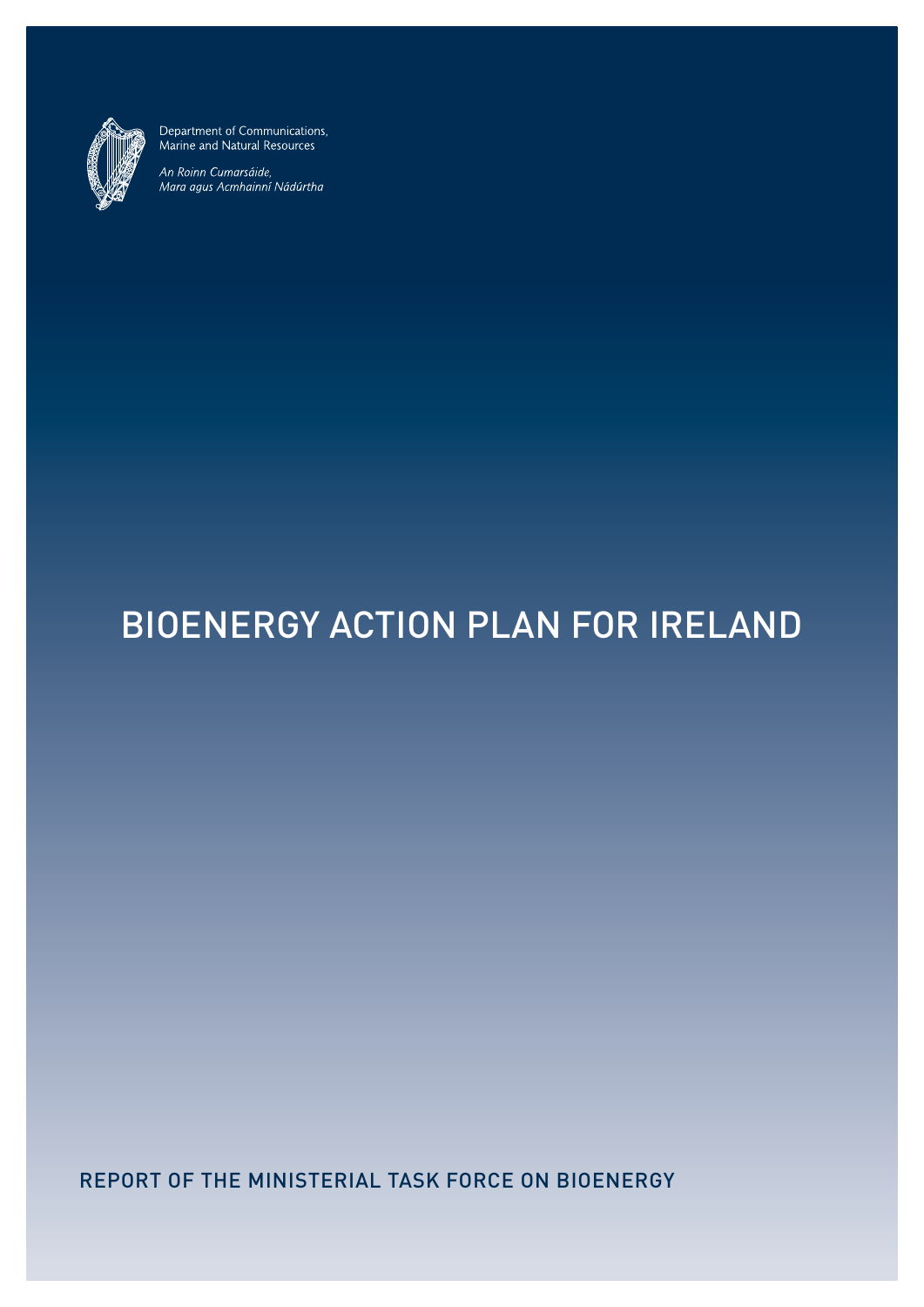Department of Communications, Marine and Natural Resources

*An Roinn Cumarsáide, Mara agus Acmhainní Nádúrtha*

# BIOENERGY ACTION PLAN FOR IRELAND

## REPORT OF THE MINISTERIAL TASK FORCE ON BIOENERGY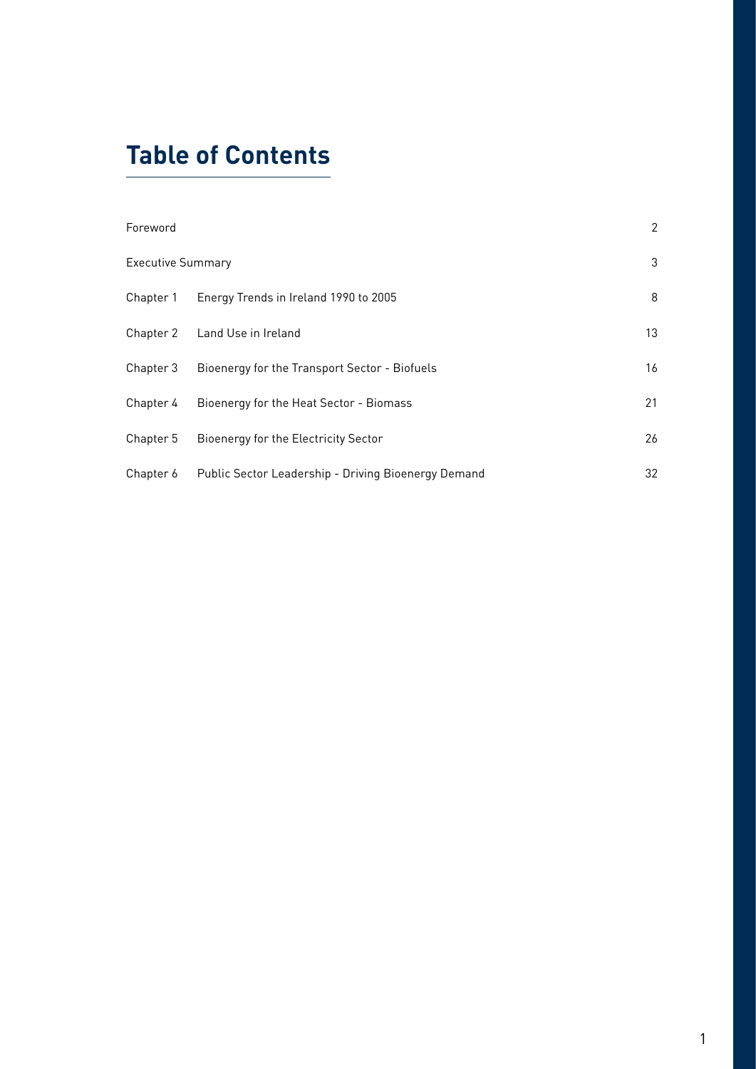# Table of Contents

| | | |
|---|---|---|
| Foreword | | 2 |
| Executive Summary | | 3 |
| Chapter 1 | Energy Trends in Ireland 1990 to 2005 | 8 |
| Chapter 2 | Land Use in Ireland | 13 |
| Chapter 3 | Bioenergy for the Transport Sector - Biofuels | 16 |
| Chapter 4 | Bioenergy for the Heat Sector - Biomass | 21 |
| Chapter 5 | Bioenergy for the Electricity Sector | 26 |
| Chapter 6 | Public Sector Leadership - Driving Bioenergy Demand | 32 |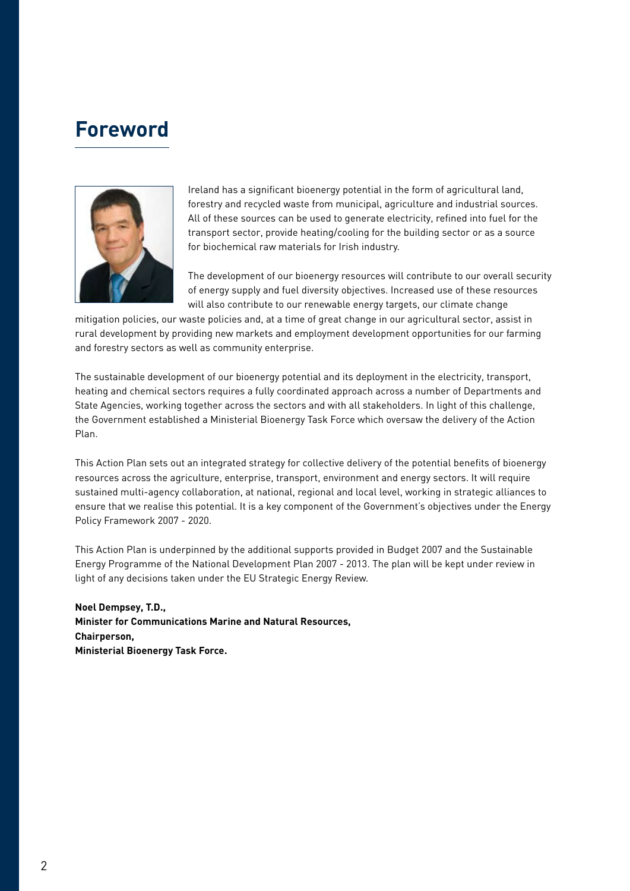# Foreword

Ireland has a significant bioenergy potential in the form of agricultural land, forestry and recycled waste from municipal, agriculture and industrial sources. All of these sources can be used to generate electricity, refined into fuel for the transport sector, provide heating/cooling for the building sector or as a source for biochemical raw materials for Irish industry.

The development of our bioenergy resources will contribute to our overall security of energy supply and fuel diversity objectives. Increased use of these resources will also contribute to our renewable energy targets, our climate change mitigation policies, our waste policies and, at a time of great change in our agricultural sector, assist in rural development by providing new markets and employment development opportunities for our farming and forestry sectors as well as community enterprise.

The sustainable development of our bioenergy potential and its deployment in the electricity, transport, heating and chemical sectors requires a fully coordinated approach across a number of Departments and State Agencies, working together across the sectors and with all stakeholders. In light of this challenge, the Government established a Ministerial Bioenergy Task Force which oversaw the delivery of the Action Plan.

This Action Plan sets out an integrated strategy for collective delivery of the potential benefits of bioenergy resources across the agriculture, enterprise, transport, environment and energy sectors. It will require sustained multi-agency collaboration, at national, regional and local level, working in strategic alliances to ensure that we realise this potential. It is a key component of the Government's objectives under the Energy Policy Framework 2007 - 2020.

This Action Plan is underpinned by the additional supports provided in Budget 2007 and the Sustainable Energy Programme of the National Development Plan 2007 - 2013. The plan will be kept under review in light of any decisions taken under the EU Strategic Energy Review.

**Noel Dempsey, T.D.,**
**Minister for Communications Marine and Natural Resources,**
**Chairperson,**
**Ministerial Bioenergy Task Force.**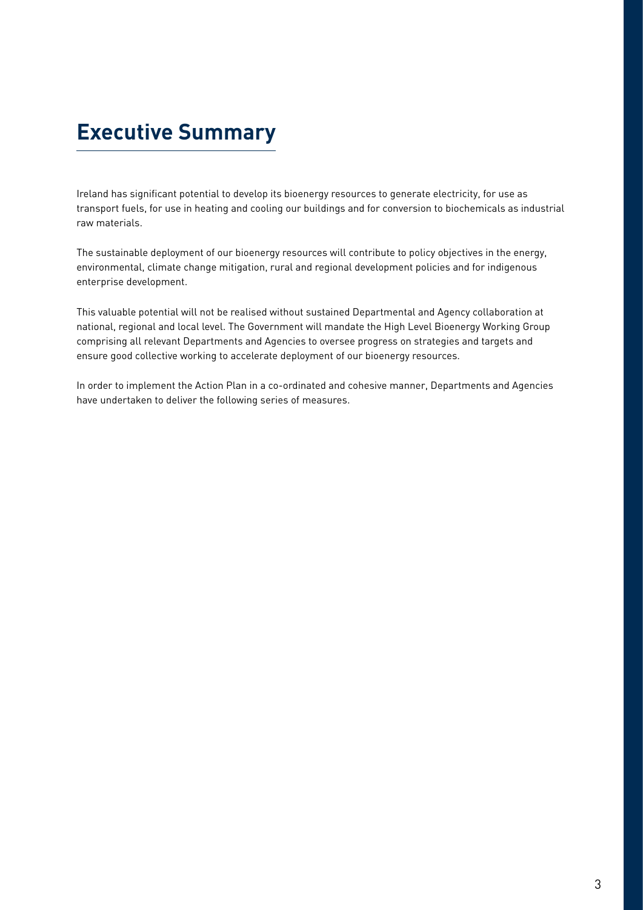# Executive Summary

Ireland has significant potential to develop its bioenergy resources to generate electricity, for use as transport fuels, for use in heating and cooling our buildings and for conversion to biochemicals as industrial raw materials.

The sustainable deployment of our bioenergy resources will contribute to policy objectives in the energy, environmental, climate change mitigation, rural and regional development policies and for indigenous enterprise development.

This valuable potential will not be realised without sustained Departmental and Agency collaboration at national, regional and local level. The Government will mandate the High Level Bioenergy Working Group comprising all relevant Departments and Agencies to oversee progress on strategies and targets and ensure good collective working to accelerate deployment of our bioenergy resources.

In order to implement the Action Plan in a co-ordinated and cohesive manner, Departments and Agencies have undertaken to deliver the following series of measures.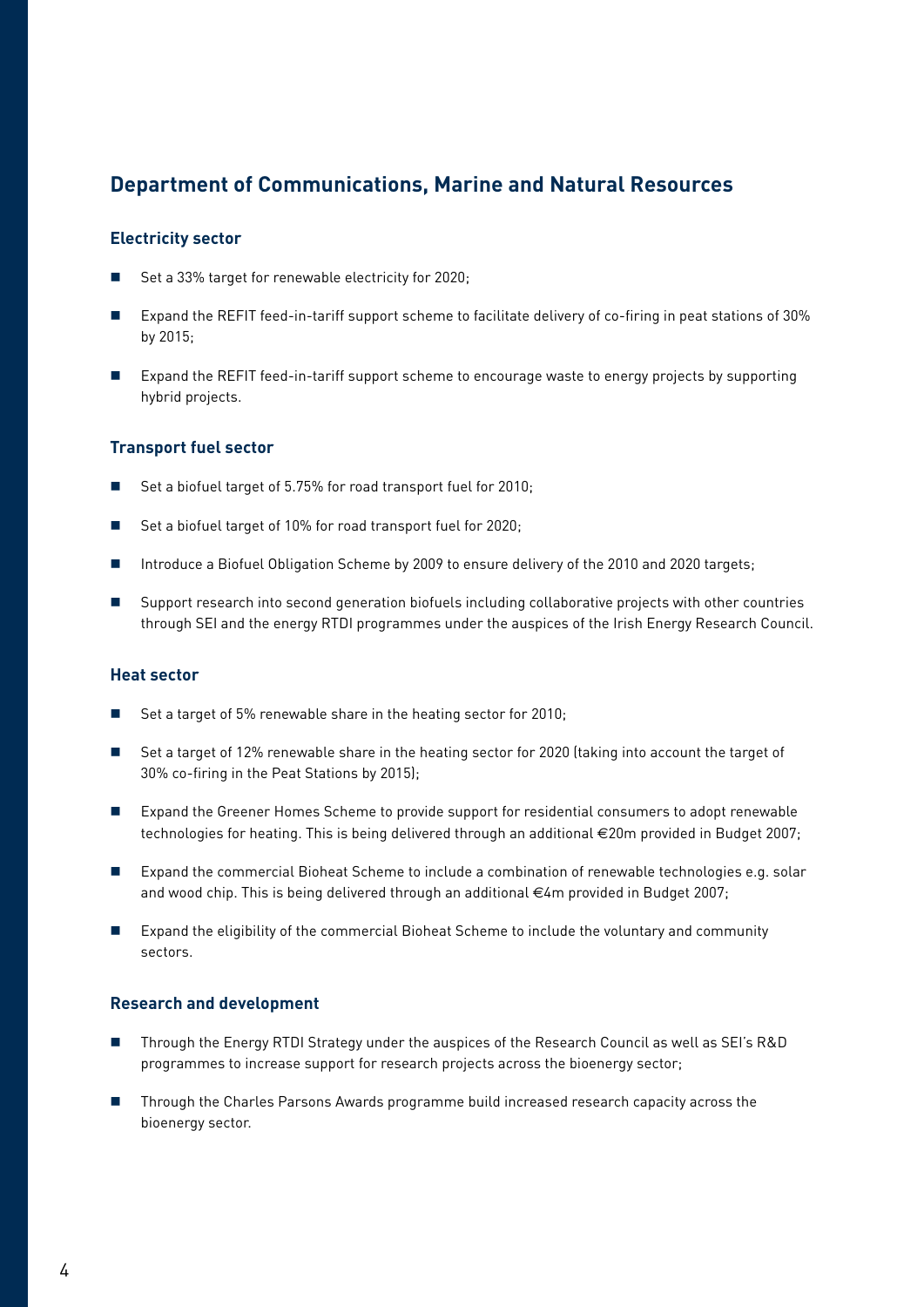## Department of Communications, Marine and Natural Resources

### Electricity sector

- Set a 33% target for renewable electricity for 2020;
- Expand the REFIT feed-in-tariff support scheme to facilitate delivery of co-firing in peat stations of 30% by 2015;
- Expand the REFIT feed-in-tariff support scheme to encourage waste to energy projects by supporting hybrid projects.

### Transport fuel sector

- Set a biofuel target of 5.75% for road transport fuel for 2010;
- Set a biofuel target of 10% for road transport fuel for 2020;
- Introduce a Biofuel Obligation Scheme by 2009 to ensure delivery of the 2010 and 2020 targets;
- Support research into second generation biofuels including collaborative projects with other countries through SEI and the energy RTDI programmes under the auspices of the Irish Energy Research Council.

### Heat sector

- Set a target of 5% renewable share in the heating sector for 2010;
- Set a target of 12% renewable share in the heating sector for 2020 (taking into account the target of 30% co-firing in the Peat Stations by 2015);
- Expand the Greener Homes Scheme to provide support for residential consumers to adopt renewable technologies for heating. This is being delivered through an additional €20m provided in Budget 2007;
- Expand the commercial Bioheat Scheme to include a combination of renewable technologies e.g. solar and wood chip. This is being delivered through an additional €4m provided in Budget 2007;
- Expand the eligibility of the commercial Bioheat Scheme to include the voluntary and community sectors.

### Research and development

- Through the Energy RTDI Strategy under the auspices of the Research Council as well as SEI's R&D programmes to increase support for research projects across the bioenergy sector;
- Through the Charles Parsons Awards programme build increased research capacity across the bioenergy sector.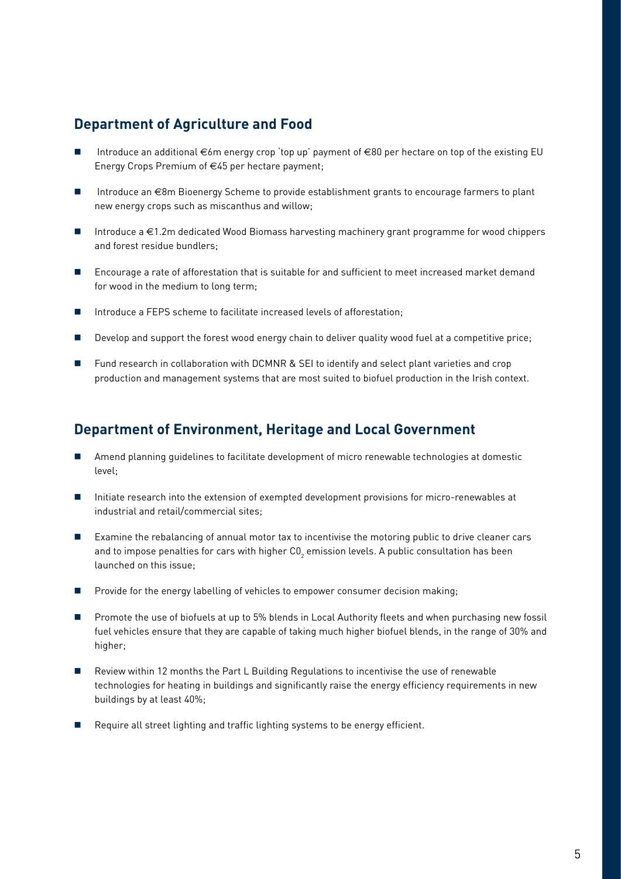## Department of Agriculture and Food

- Introduce an additional €6m energy crop 'top up' payment of €80 per hectare on top of the existing EU Energy Crops Premium of €45 per hectare payment;
- Introduce an €8m Bioenergy Scheme to provide establishment grants to encourage farmers to plant new energy crops such as miscanthus and willow;
- Introduce a €1.2m dedicated Wood Biomass harvesting machinery grant programme for wood chippers and forest residue bundlers;
- Encourage a rate of afforestation that is suitable for and sufficient to meet increased market demand for wood in the medium to long term;
- Introduce a FEPS scheme to facilitate increased levels of afforestation;
- Develop and support the forest wood energy chain to deliver quality wood fuel at a competitive price;
- Fund research in collaboration with DCMNR & SEI to identify and select plant varieties and crop production and management systems that are most suited to biofuel production in the Irish context.

## Department of Environment, Heritage and Local Government

- Amend planning guidelines to facilitate development of micro renewable technologies at domestic level;
- Initiate research into the extension of exempted development provisions for micro-renewables at industrial and retail/commercial sites;
- Examine the rebalancing of annual motor tax to incentivise the motoring public to drive cleaner cars and to impose penalties for cars with higher $C0_2$ emission levels. A public consultation has been launched on this issue;
- Provide for the energy labelling of vehicles to empower consumer decision making;
- Promote the use of biofuels at up to 5% blends in Local Authority fleets and when purchasing new fossil fuel vehicles ensure that they are capable of taking much higher biofuel blends, in the range of 30% and higher;
- Review within 12 months the Part L Building Regulations to incentivise the use of renewable technologies for heating in buildings and significantly raise the energy efficiency requirements in new buildings by at least 40%;
- Require all street lighting and traffic lighting systems to be energy efficient.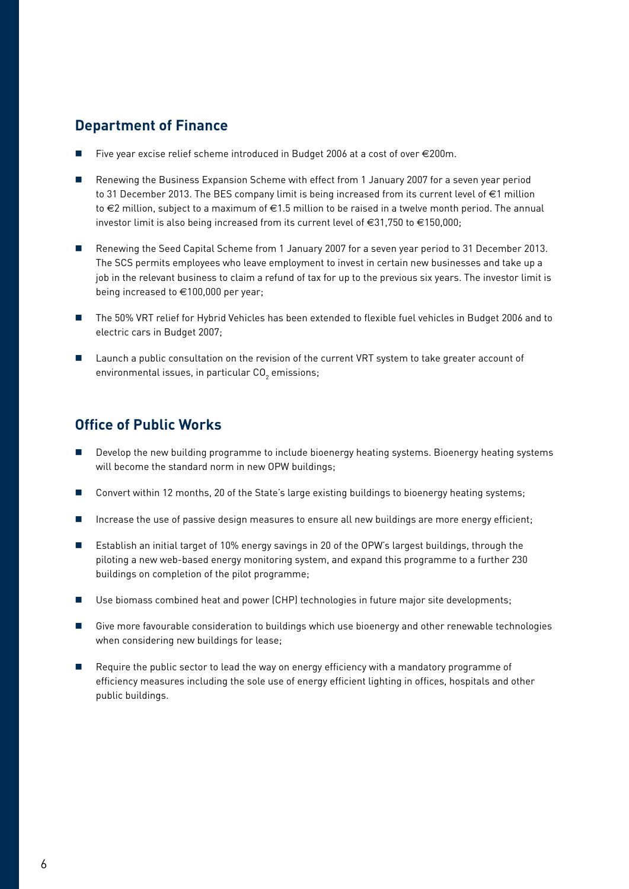## Department of Finance

- Five year excise relief scheme introduced in Budget 2006 at a cost of over €200m.
- Renewing the Business Expansion Scheme with effect from 1 January 2007 for a seven year period to 31 December 2013. The BES company limit is being increased from its current level of €1 million to €2 million, subject to a maximum of €1.5 million to be raised in a twelve month period. The annual investor limit is also being increased from its current level of €31,750 to €150,000;
- Renewing the Seed Capital Scheme from 1 January 2007 for a seven year period to 31 December 2013. The SCS permits employees who leave employment to invest in certain new businesses and take up a job in the relevant business to claim a refund of tax for up to the previous six years. The investor limit is being increased to €100,000 per year;
- The 50% VRT relief for Hybrid Vehicles has been extended to flexible fuel vehicles in Budget 2006 and to electric cars in Budget 2007;
- Launch a public consultation on the revision of the current VRT system to take greater account of environmental issues, in particular $CO_2$ emissions;

## Office of Public Works

- Develop the new building programme to include bioenergy heating systems. Bioenergy heating systems will become the standard norm in new OPW buildings;
- Convert within 12 months, 20 of the State's large existing buildings to bioenergy heating systems;
- Increase the use of passive design measures to ensure all new buildings are more energy efficient;
- Establish an initial target of 10% energy savings in 20 of the OPW's largest buildings, through the piloting a new web-based energy monitoring system, and expand this programme to a further 230 buildings on completion of the pilot programme;
- Use biomass combined heat and power (CHP) technologies in future major site developments;
- Give more favourable consideration to buildings which use bioenergy and other renewable technologies when considering new buildings for lease;
- Require the public sector to lead the way on energy efficiency with a mandatory programme of efficiency measures including the sole use of energy efficient lighting in offices, hospitals and other public buildings.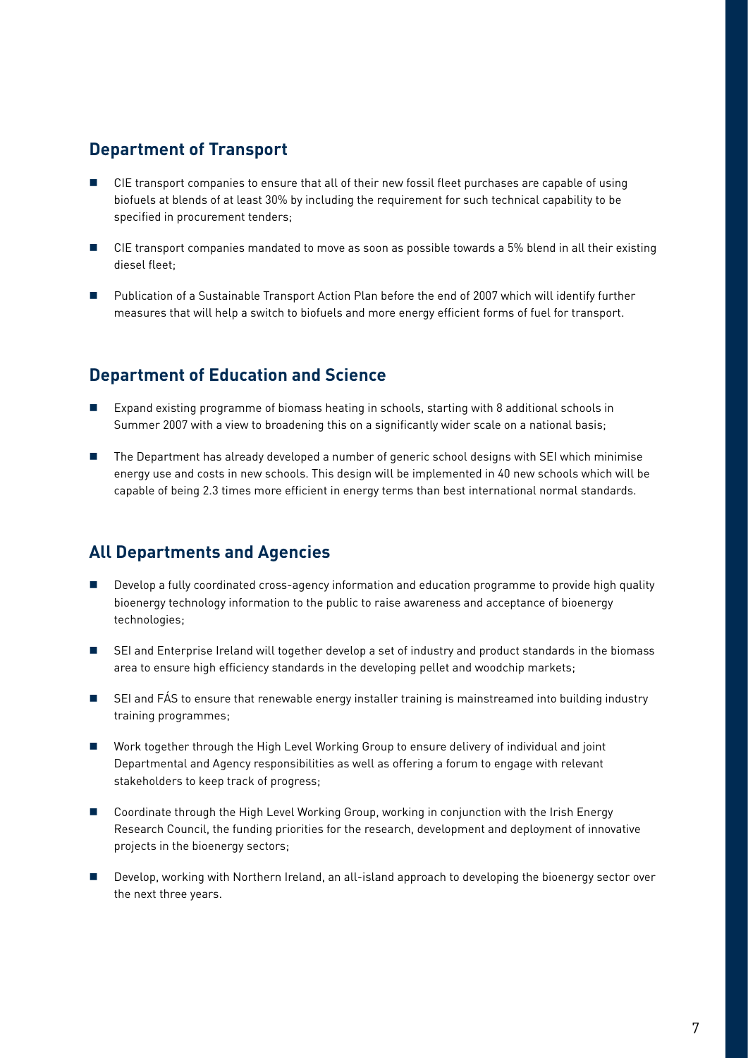## Department of Transport

- CIE transport companies to ensure that all of their new fossil fleet purchases are capable of using biofuels at blends of at least 30% by including the requirement for such technical capability to be specified in procurement tenders;
- CIE transport companies mandated to move as soon as possible towards a 5% blend in all their existing diesel fleet;
- Publication of a Sustainable Transport Action Plan before the end of 2007 which will identify further measures that will help a switch to biofuels and more energy efficient forms of fuel for transport.

## Department of Education and Science

- Expand existing programme of biomass heating in schools, starting with 8 additional schools in Summer 2007 with a view to broadening this on a significantly wider scale on a national basis;
- The Department has already developed a number of generic school designs with SEI which minimise energy use and costs in new schools. This design will be implemented in 40 new schools which will be capable of being 2.3 times more efficient in energy terms than best international normal standards.

## All Departments and Agencies

- Develop a fully coordinated cross-agency information and education programme to provide high quality bioenergy technology information to the public to raise awareness and acceptance of bioenergy technologies;
- SEI and Enterprise Ireland will together develop a set of industry and product standards in the biomass area to ensure high efficiency standards in the developing pellet and woodchip markets;
- SEI and FÁS to ensure that renewable energy installer training is mainstreamed into building industry training programmes;
- Work together through the High Level Working Group to ensure delivery of individual and joint Departmental and Agency responsibilities as well as offering a forum to engage with relevant stakeholders to keep track of progress;
- Coordinate through the High Level Working Group, working in conjunction with the Irish Energy Research Council, the funding priorities for the research, development and deployment of innovative projects in the bioenergy sectors;
- Develop, working with Northern Ireland, an all-island approach to developing the bioenergy sector over the next three years.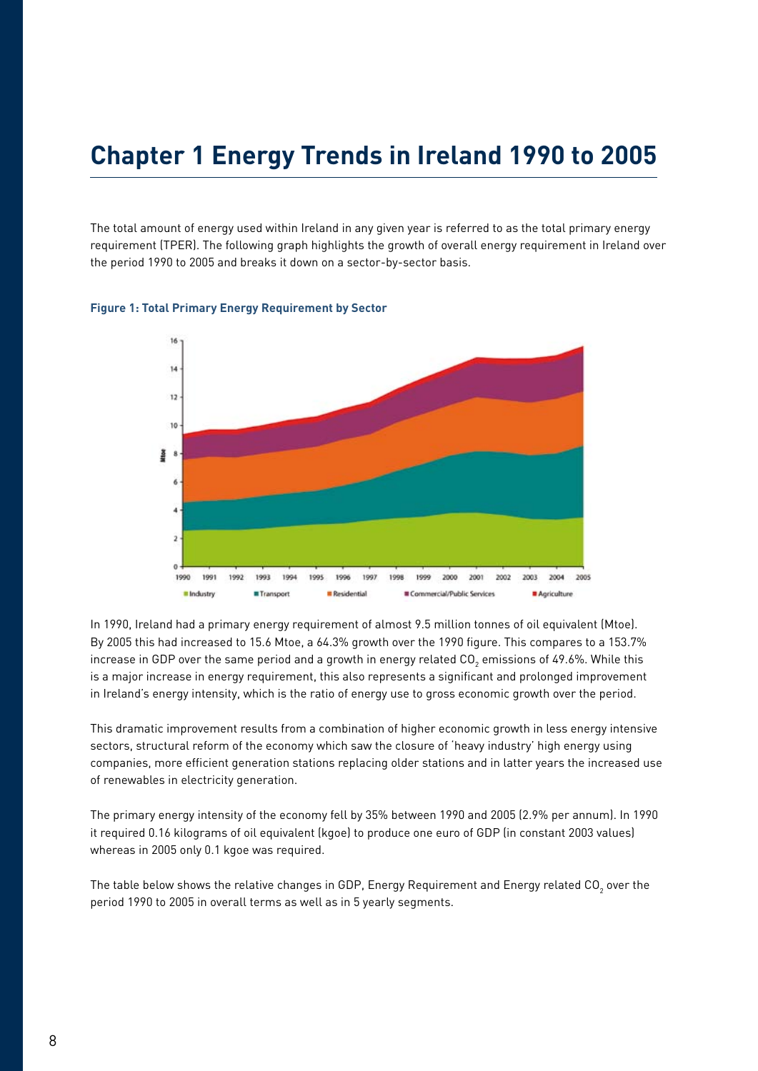# Chapter 1 Energy Trends in Ireland 1990 to 2005

The total amount of energy used within Ireland in any given year is referred to as the total primary energy requirement (TPER). The following graph highlights the growth of overall energy requirement in Ireland over the period 1990 to 2005 and breaks it down on a sector-by-sector basis.

**Figure 1: Total Primary Energy Requirement by Sector**

Mtoe

16
14
12
10
8
6
4
2
0

1990 1991 1992 1993 1994 1995 1996 1997 1998 1999 2000 2001 2002 2003 2004 2005

Industry  Transport  Residential  Commercial/Public Services  Agriculture

In 1990, Ireland had a primary energy requirement of almost 9.5 million tonnes of oil equivalent (Mtoe). By 2005 this had increased to 15.6 Mtoe, a 64.3% growth over the 1990 figure. This compares to a 153.7% increase in GDP over the same period and a growth in energy related $CO_2$ emissions of 49.6%. While this is a major increase in energy requirement, this also represents a significant and prolonged improvement in Ireland's energy intensity, which is the ratio of energy use to gross economic growth over the period.

This dramatic improvement results from a combination of higher economic growth in less energy intensive sectors, structural reform of the economy which saw the closure of 'heavy industry' high energy using companies, more efficient generation stations replacing older stations and in latter years the increased use of renewables in electricity generation.

The primary energy intensity of the economy fell by 35% between 1990 and 2005 (2.9% per annum). In 1990 it required 0.16 kilograms of oil equivalent (kgoe) to produce one euro of GDP (in constant 2003 values) whereas in 2005 only 0.1 kgoe was required.

The table below shows the relative changes in GDP, Energy Requirement and Energy related $CO_2$ over the period 1990 to 2005 in overall terms as well as in 5 yearly segments.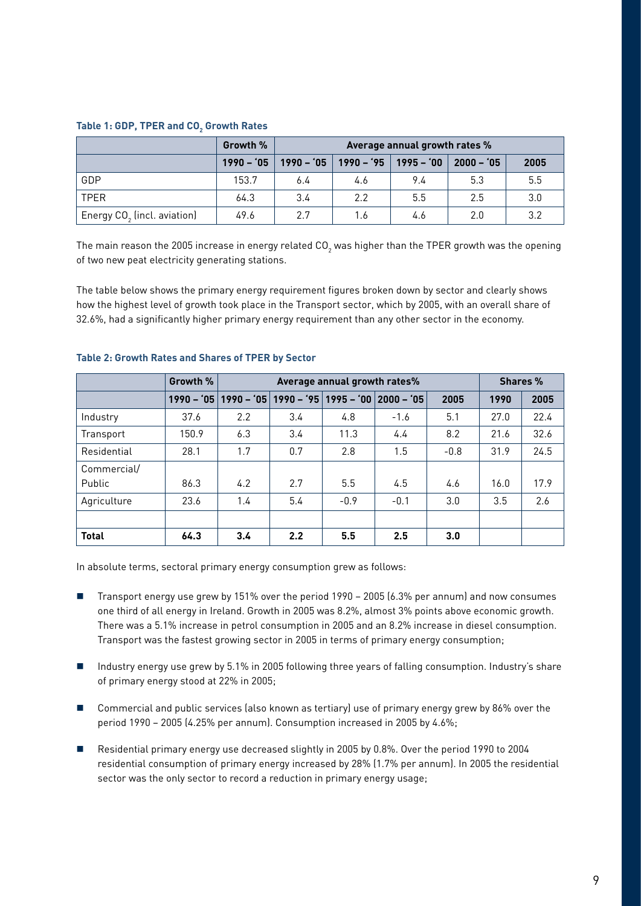**Table 1: GDP, TPER and $CO_2$ Growth Rates**

| | Growth % | Average annual growth rates % | | | | |
|---|---|---|---|---|---|---|
| | 1990 – '05 | 1990 – '05 | 1990 – '95 | 1995 – '00 | 2000 – '05 | 2005 |
| GDP | 153.7 | 6.4 | 4.6 | 9.4 | 5.3 | 5.5 |
| TPER | 64.3 | 3.4 | 2.2 | 5.5 | 2.5 | 3.0 |
| Energy $CO_2$ (incl. aviation) | 49.6 | 2.7 | 1.6 | 4.6 | 2.0 | 3.2 |

The main reason the 2005 increase in energy related $CO_2$ was higher than the TPER growth was the opening of two new peat electricity generating stations.

The table below shows the primary energy requirement figures broken down by sector and clearly shows how the highest level of growth took place in the Transport sector, which by 2005, with an overall share of 32.6%, had a significantly higher primary energy requirement than any other sector in the economy.

**Table 2: Growth Rates and Shares of TPER by Sector**

| | Growth % | Average annual growth rates% | | | | | Shares % | |
|---|---|---|---|---|---|---|---|---|
| | 1990 – '05 | 1990 – '05 | 1990 – '95 | 1995 – '00 | 2000 – '05 | 2005 | 1990 | 2005 |
| Industry | 37.6 | 2.2 | 3.4 | 4.8 | -1.6 | 5.1 | 27.0 | 22.4 |
| Transport | 150.9 | 6.3 | 3.4 | 11.3 | 4.4 | 8.2 | 21.6 | 32.6 |
| Residential | 28.1 | 1.7 | 0.7 | 2.8 | 1.5 | -0.8 | 31.9 | 24.5 |
| Commercial/ Public | 86.3 | 4.2 | 2.7 | 5.5 | 4.5 | 4.6 | 16.0 | 17.9 |
| Agriculture | 23.6 | 1.4 | 5.4 | -0.9 | -0.1 | 3.0 | 3.5 | 2.6 |
| | | | | | | | | |
| **Total** | **64.3** | **3.4** | **2.2** | **5.5** | **2.5** | **3.0** | | |

In absolute terms, sectoral primary energy consumption grew as follows:

- Transport energy use grew by 151% over the period 1990 – 2005 (6.3% per annum) and now consumes one third of all energy in Ireland. Growth in 2005 was 8.2%, almost 3% points above economic growth. There was a 5.1% increase in petrol consumption in 2005 and an 8.2% increase in diesel consumption. Transport was the fastest growing sector in 2005 in terms of primary energy consumption;

- Industry energy use grew by 5.1% in 2005 following three years of falling consumption. Industry's share of primary energy stood at 22% in 2005;

- Commercial and public services (also known as tertiary) use of primary energy grew by 86% over the period 1990 – 2005 (4.25% per annum). Consumption increased in 2005 by 4.6%;

- Residential primary energy use decreased slightly in 2005 by 0.8%. Over the period 1990 to 2004 residential consumption of primary energy increased by 28% (1.7% per annum). In 2005 the residential sector was the only sector to record a reduction in primary energy usage;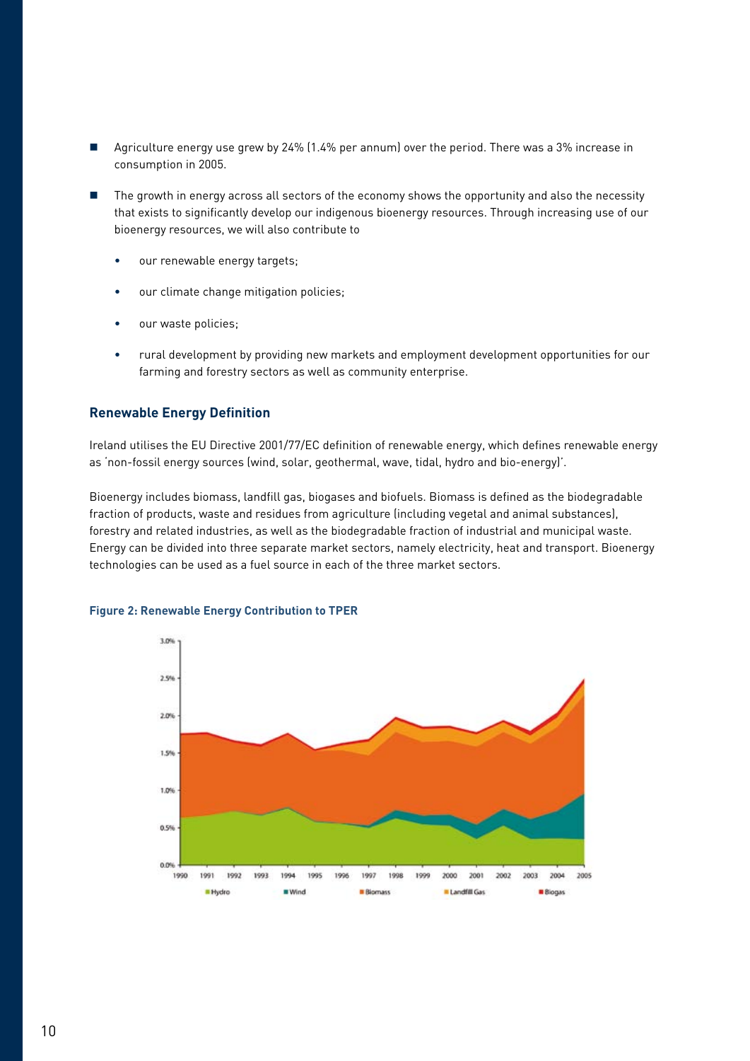- Agriculture energy use grew by 24% (1.4% per annum) over the period. There was a 3% increase in consumption in 2005.
- The growth in energy across all sectors of the economy shows the opportunity and also the necessity that exists to significantly develop our indigenous bioenergy resources. Through increasing use of our bioenergy resources, we will also contribute to
  - our renewable energy targets;
  - our climate change mitigation policies;
  - our waste policies;
  - rural development by providing new markets and employment development opportunities for our farming and forestry sectors as well as community enterprise.

## Renewable Energy Definition

Ireland utilises the EU Directive 2001/77/EC definition of renewable energy, which defines renewable energy as 'non-fossil energy sources (wind, solar, geothermal, wave, tidal, hydro and bio-energy)'.

Bioenergy includes biomass, landfill gas, biogases and biofuels. Biomass is defined as the biodegradable fraction of products, waste and residues from agriculture (including vegetal and animal substances), forestry and related industries, as well as the biodegradable fraction of industrial and municipal waste. Energy can be divided into three separate market sectors, namely electricity, heat and transport. Bioenergy technologies can be used as a fuel source in each of the three market sectors.

**Figure 2: Renewable Energy Contribution to TPER**

3.0%
2.5%
2.0%
1.5%
1.0%
0.5%
0.0%

1990 1991 1992 1993 1994 1995 1996 1997 1998 1999 2000 2001 2002 2003 2004 2005

Hydro Wind Biomass Landfill Gas Biogas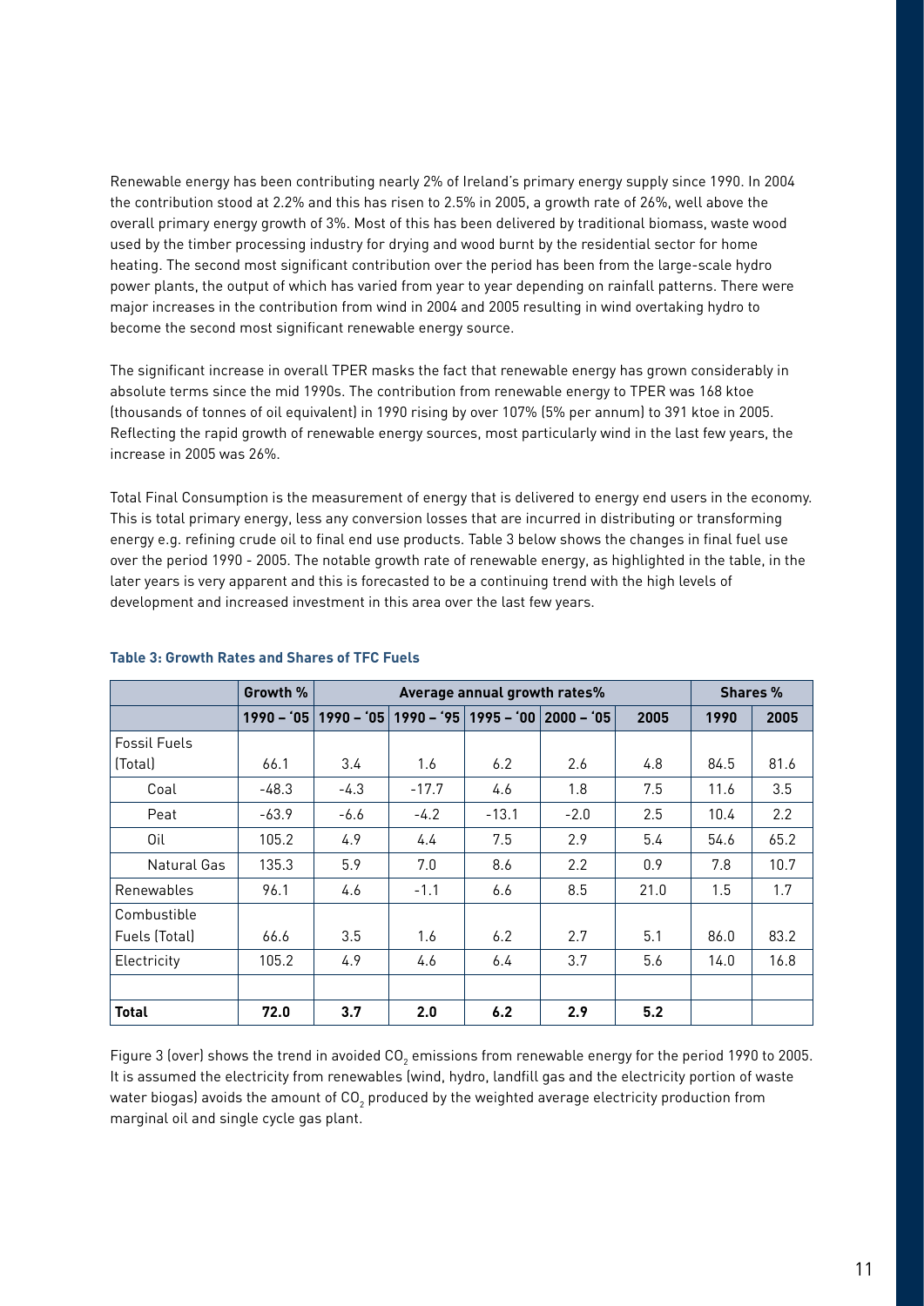Renewable energy has been contributing nearly 2% of Ireland's primary energy supply since 1990. In 2004 the contribution stood at 2.2% and this has risen to 2.5% in 2005, a growth rate of 26%, well above the overall primary energy growth of 3%. Most of this has been delivered by traditional biomass, waste wood used by the timber processing industry for drying and wood burnt by the residential sector for home heating. The second most significant contribution over the period has been from the large-scale hydro power plants, the output of which has varied from year to year depending on rainfall patterns. There were major increases in the contribution from wind in 2004 and 2005 resulting in wind overtaking hydro to become the second most significant renewable energy source.

The significant increase in overall TPER masks the fact that renewable energy has grown considerably in absolute terms since the mid 1990s. The contribution from renewable energy to TPER was 168 ktoe (thousands of tonnes of oil equivalent) in 1990 rising by over 107% (5% per annum) to 391 ktoe in 2005. Reflecting the rapid growth of renewable energy sources, most particularly wind in the last few years, the increase in 2005 was 26%.

Total Final Consumption is the measurement of energy that is delivered to energy end users in the economy. This is total primary energy, less any conversion losses that are incurred in distributing or transforming energy e.g. refining crude oil to final end use products. Table 3 below shows the changes in final fuel use over the period 1990 - 2005. The notable growth rate of renewable energy, as highlighted in the table, in the later years is very apparent and this is forecasted to be a continuing trend with the high levels of development and increased investment in this area over the last few years.

**Table 3: Growth Rates and Shares of TFC Fuels**

| | Growth % | Average annual growth rates% | | | | | Shares % | |
|---|---|---|---|---|---|---|---|---|
| | 1990 – '05 | 1990 – '05 | 1990 – '95 | 1995 – '00 | 2000 – '05 | 2005 | 1990 | 2005 |
| Fossil Fuels (Total) | 66.1 | 3.4 | 1.6 | 6.2 | 2.6 | 4.8 | 84.5 | 81.6 |
| Coal | -48.3 | -4.3 | -17.7 | 4.6 | 1.8 | 7.5 | 11.6 | 3.5 |
| Peat | -63.9 | -6.6 | -4.2 | -13.1 | -2.0 | 2.5 | 10.4 | 2.2 |
| Oil | 105.2 | 4.9 | 4.4 | 7.5 | 2.9 | 5.4 | 54.6 | 65.2 |
| Natural Gas | 135.3 | 5.9 | 7.0 | 8.6 | 2.2 | 0.9 | 7.8 | 10.7 |
| Renewables | 96.1 | 4.6 | -1.1 | 6.6 | 8.5 | 21.0 | 1.5 | 1.7 |
| Combustible Fuels (Total) | 66.6 | 3.5 | 1.6 | 6.2 | 2.7 | 5.1 | 86.0 | 83.2 |
| Electricity | 105.2 | 4.9 | 4.6 | 6.4 | 3.7 | 5.6 | 14.0 | 16.8 |
| | | | | | | | | |
| **Total** | **72.0** | **3.7** | **2.0** | **6.2** | **2.9** | **5.2** | | |

Figure 3 (over) shows the trend in avoided $CO_2$ emissions from renewable energy for the period 1990 to 2005. It is assumed the electricity from renewables (wind, hydro, landfill gas and the electricity portion of waste water biogas) avoids the amount of $CO_2$ produced by the weighted average electricity production from marginal oil and single cycle gas plant.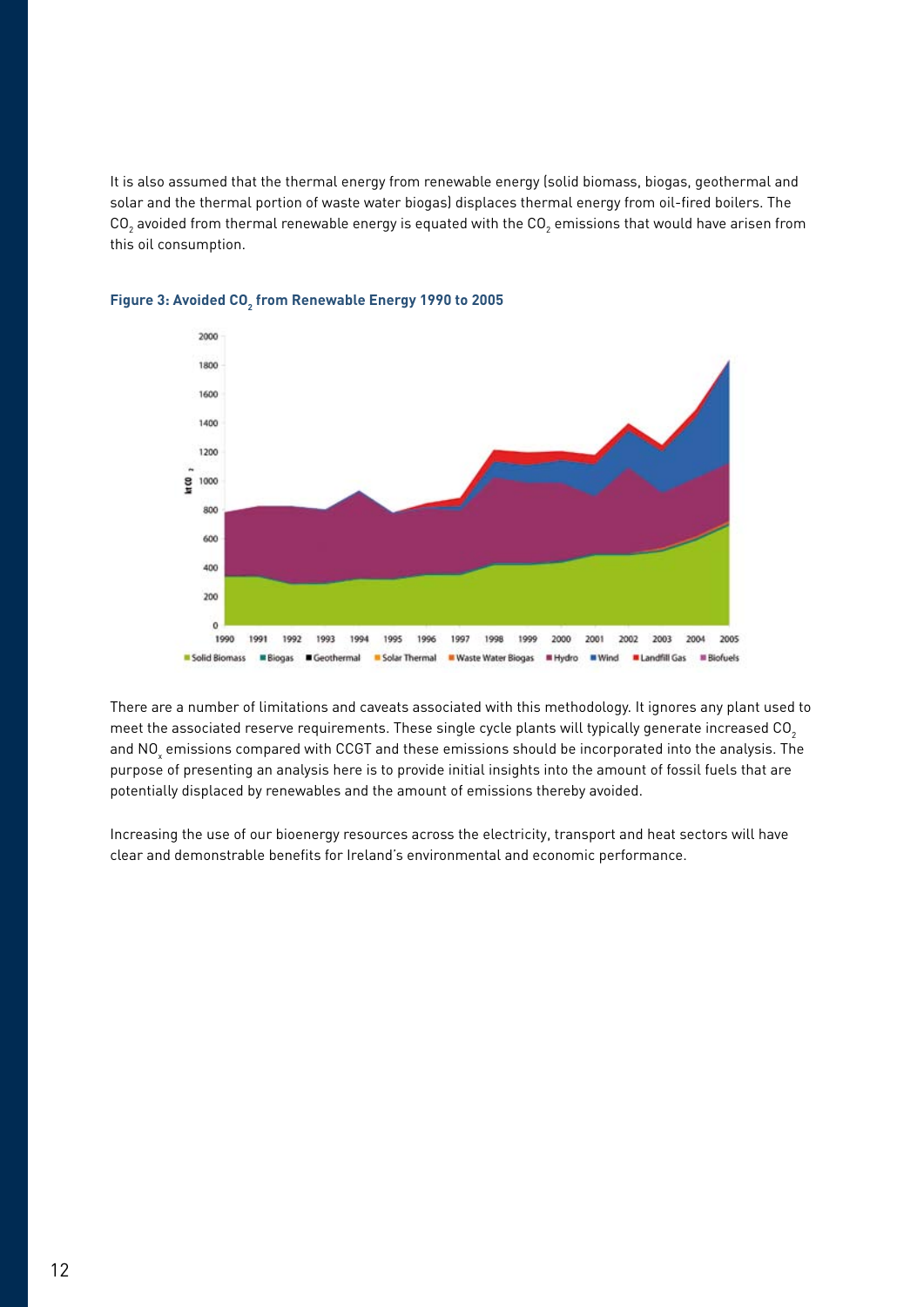It is also assumed that the thermal energy from renewable energy (solid biomass, biogas, geothermal and solar and the thermal portion of waste water biogas) displaces thermal energy from oil-fired boilers. The $CO_2$ avoided from thermal renewable energy is equated with the $CO_2$ emissions that would have arisen from this oil consumption.

**Figure 3: Avoided $CO_2$ from Renewable Energy 1990 to 2005**

kt $CO_2$

2000
1800
1600
1400
1200
1000
800
600
400
200
0

1990 1991 1992 1993 1994 1995 1996 1997 1998 1999 2000 2001 2002 2003 2004 2005

Solid Biomass Biogas Geothermal Solar Thermal Waste Water Biogas Hydro Wind Landfill Gas Biofuels

There are a number of limitations and caveats associated with this methodology. It ignores any plant used to meet the associated reserve requirements. These single cycle plants will typically generate increased $CO_2$ and $NO_x$ emissions compared with CCGT and these emissions should be incorporated into the analysis. The purpose of presenting an analysis here is to provide initial insights into the amount of fossil fuels that are potentially displaced by renewables and the amount of emissions thereby avoided.

Increasing the use of our bioenergy resources across the electricity, transport and heat sectors will have clear and demonstrable benefits for Ireland's environmental and economic performance.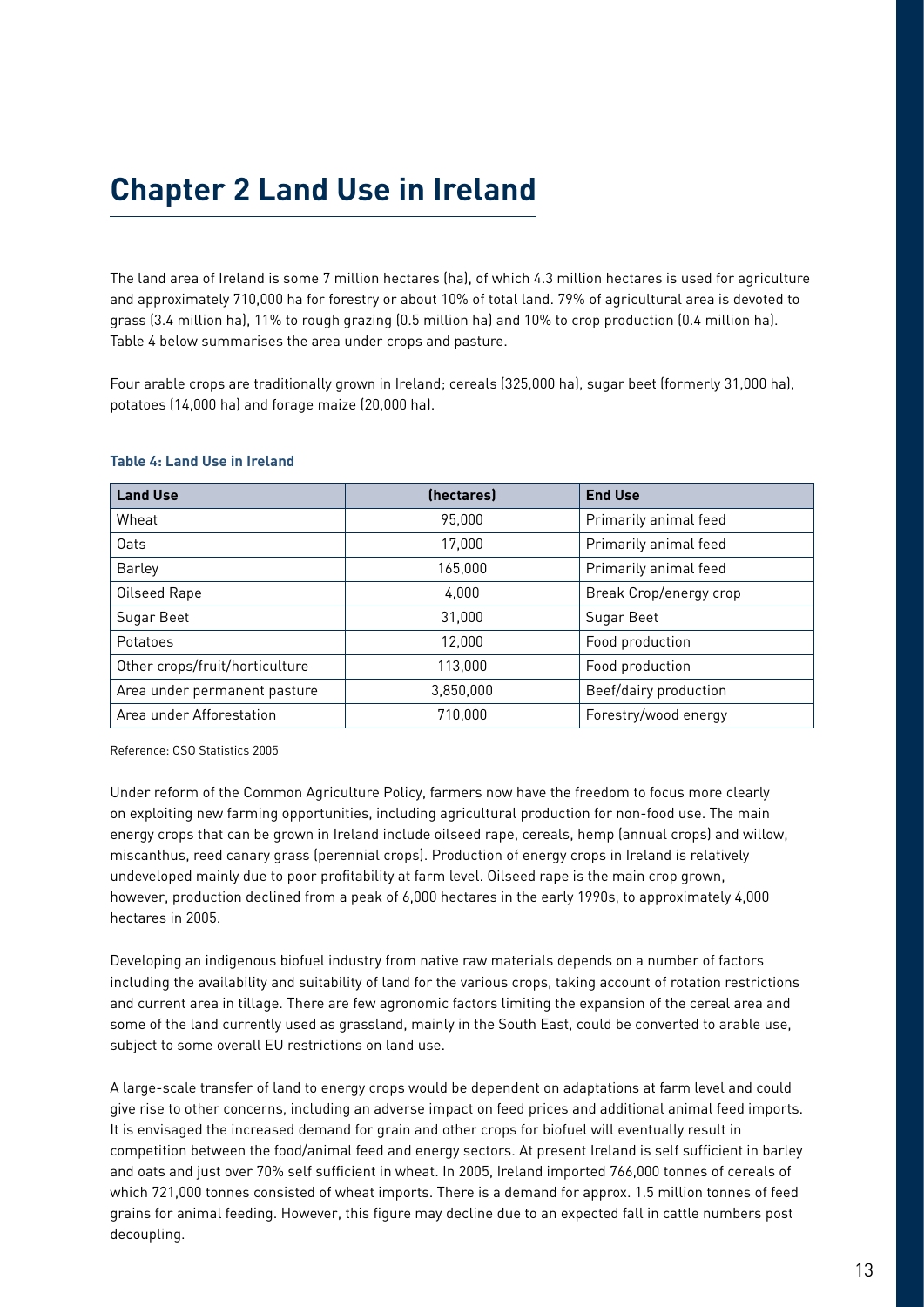# Chapter 2 Land Use in Ireland

The land area of Ireland is some 7 million hectares (ha), of which 4.3 million hectares is used for agriculture and approximately 710,000 ha for forestry or about 10% of total land. 79% of agricultural area is devoted to grass (3.4 million ha), 11% to rough grazing (0.5 million ha) and 10% to crop production (0.4 million ha). Table 4 below summarises the area under crops and pasture.

Four arable crops are traditionally grown in Ireland; cereals (325,000 ha), sugar beet (formerly 31,000 ha), potatoes (14,000 ha) and forage maize (20,000 ha).

**Table 4: Land Use in Ireland**

| Land Use | (hectares) | End Use |
|---|---|---|
| Wheat | 95,000 | Primarily animal feed |
| Oats | 17,000 | Primarily animal feed |
| Barley | 165,000 | Primarily animal feed |
| Oilseed Rape | 4,000 | Break Crop/energy crop |
| Sugar Beet | 31,000 | Sugar Beet |
| Potatoes | 12,000 | Food production |
| Other crops/fruit/horticulture | 113,000 | Food production |
| Area under permanent pasture | 3,850,000 | Beef/dairy production |
| Area under Afforestation | 710,000 | Forestry/wood energy |

Reference: CSO Statistics 2005

Under reform of the Common Agriculture Policy, farmers now have the freedom to focus more clearly on exploiting new farming opportunities, including agricultural production for non-food use. The main energy crops that can be grown in Ireland include oilseed rape, cereals, hemp (annual crops) and willow, miscanthus, reed canary grass (perennial crops). Production of energy crops in Ireland is relatively undeveloped mainly due to poor profitability at farm level. Oilseed rape is the main crop grown, however, production declined from a peak of 6,000 hectares in the early 1990s, to approximately 4,000 hectares in 2005.

Developing an indigenous biofuel industry from native raw materials depends on a number of factors including the availability and suitability of land for the various crops, taking account of rotation restrictions and current area in tillage. There are few agronomic factors limiting the expansion of the cereal area and some of the land currently used as grassland, mainly in the South East, could be converted to arable use, subject to some overall EU restrictions on land use.

A large-scale transfer of land to energy crops would be dependent on adaptations at farm level and could give rise to other concerns, including an adverse impact on feed prices and additional animal feed imports. It is envisaged the increased demand for grain and other crops for biofuel will eventually result in competition between the food/animal feed and energy sectors. At present Ireland is self sufficient in barley and oats and just over 70% self sufficient in wheat. In 2005, Ireland imported 766,000 tonnes of cereals of which 721,000 tonnes consisted of wheat imports. There is a demand for approx. 1.5 million tonnes of feed grains for animal feeding. However, this figure may decline due to an expected fall in cattle numbers post decoupling.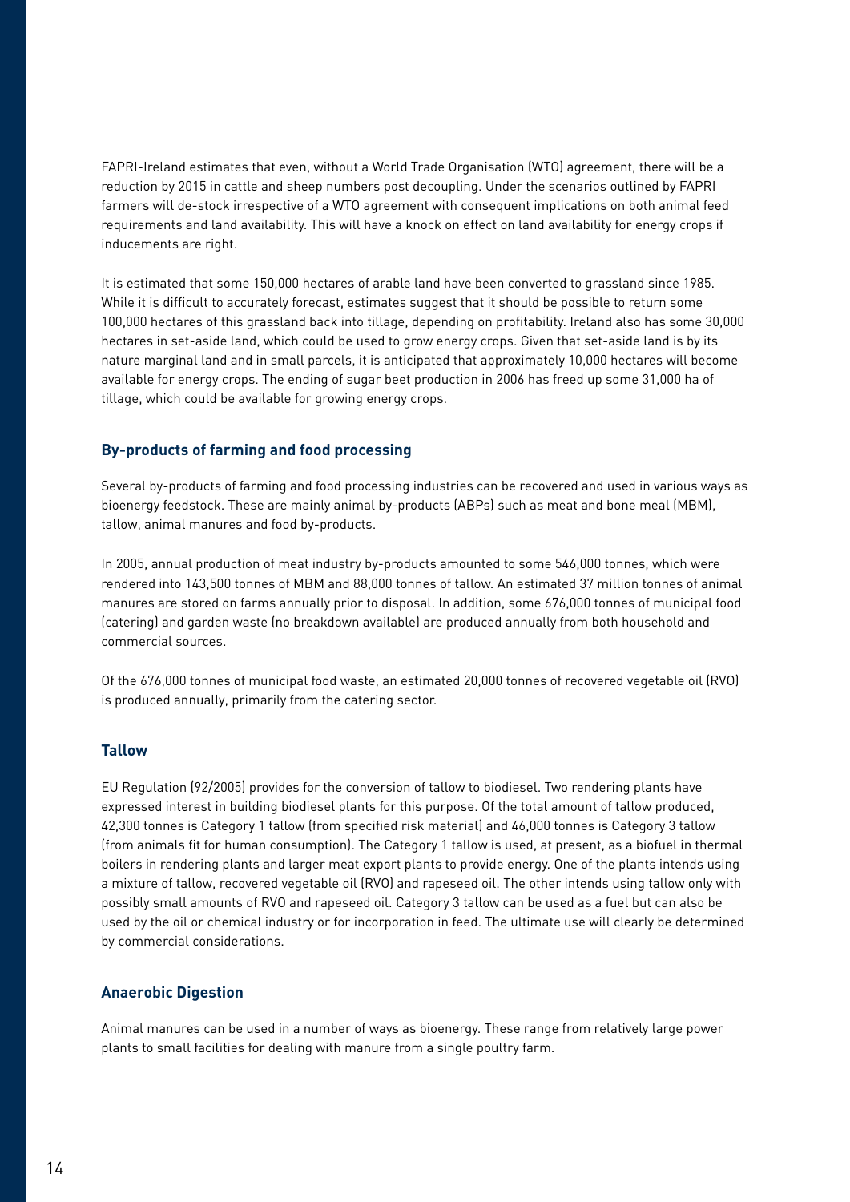FAPRI-Ireland estimates that even, without a World Trade Organisation (WTO) agreement, there will be a reduction by 2015 in cattle and sheep numbers post decoupling. Under the scenarios outlined by FAPRI farmers will de-stock irrespective of a WTO agreement with consequent implications on both animal feed requirements and land availability. This will have a knock on effect on land availability for energy crops if inducements are right.

It is estimated that some 150,000 hectares of arable land have been converted to grassland since 1985. While it is difficult to accurately forecast, estimates suggest that it should be possible to return some 100,000 hectares of this grassland back into tillage, depending on profitability. Ireland also has some 30,000 hectares in set-aside land, which could be used to grow energy crops. Given that set-aside land is by its nature marginal land and in small parcels, it is anticipated that approximately 10,000 hectares will become available for energy crops. The ending of sugar beet production in 2006 has freed up some 31,000 ha of tillage, which could be available for growing energy crops.

### By-products of farming and food processing

Several by-products of farming and food processing industries can be recovered and used in various ways as bioenergy feedstock. These are mainly animal by-products (ABPs) such as meat and bone meal (MBM), tallow, animal manures and food by-products.

In 2005, annual production of meat industry by-products amounted to some 546,000 tonnes, which were rendered into 143,500 tonnes of MBM and 88,000 tonnes of tallow. An estimated 37 million tonnes of animal manures are stored on farms annually prior to disposal. In addition, some 676,000 tonnes of municipal food (catering) and garden waste (no breakdown available) are produced annually from both household and commercial sources.

Of the 676,000 tonnes of municipal food waste, an estimated 20,000 tonnes of recovered vegetable oil (RVO) is produced annually, primarily from the catering sector.

### Tallow

EU Regulation (92/2005) provides for the conversion of tallow to biodiesel. Two rendering plants have expressed interest in building biodiesel plants for this purpose. Of the total amount of tallow produced, 42,300 tonnes is Category 1 tallow (from specified risk material) and 46,000 tonnes is Category 3 tallow (from animals fit for human consumption). The Category 1 tallow is used, at present, as a biofuel in thermal boilers in rendering plants and larger meat export plants to provide energy. One of the plants intends using a mixture of tallow, recovered vegetable oil (RVO) and rapeseed oil. The other intends using tallow only with possibly small amounts of RVO and rapeseed oil. Category 3 tallow can be used as a fuel but can also be used by the oil or chemical industry or for incorporation in feed. The ultimate use will clearly be determined by commercial considerations.

### Anaerobic Digestion

Animal manures can be used in a number of ways as bioenergy. These range from relatively large power plants to small facilities for dealing with manure from a single poultry farm.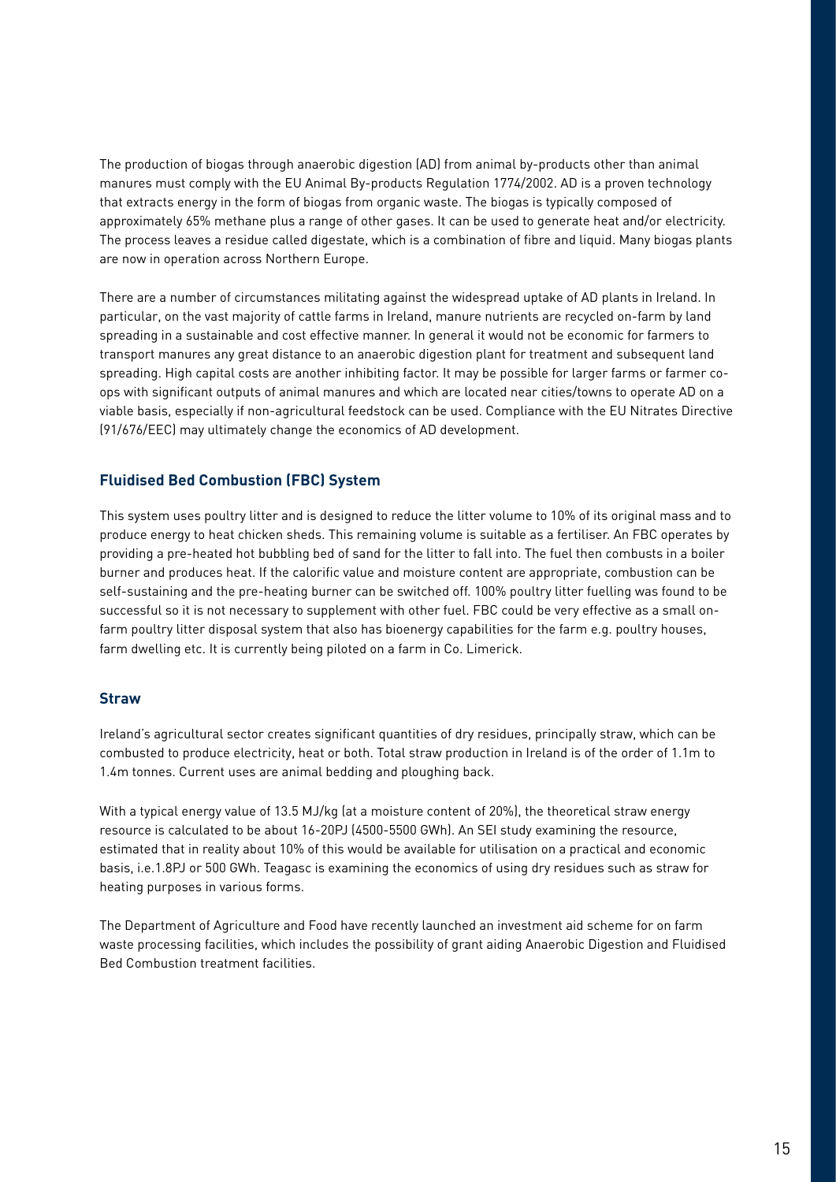The production of biogas through anaerobic digestion (AD) from animal by-products other than animal manures must comply with the EU Animal By-products Regulation 1774/2002. AD is a proven technology that extracts energy in the form of biogas from organic waste. The biogas is typically composed of approximately 65% methane plus a range of other gases. It can be used to generate heat and/or electricity. The process leaves a residue called digestate, which is a combination of fibre and liquid. Many biogas plants are now in operation across Northern Europe.

There are a number of circumstances militating against the widespread uptake of AD plants in Ireland. In particular, on the vast majority of cattle farms in Ireland, manure nutrients are recycled on-farm by land spreading in a sustainable and cost effective manner. In general it would not be economic for farmers to transport manures any great distance to an anaerobic digestion plant for treatment and subsequent land spreading. High capital costs are another inhibiting factor. It may be possible for larger farms or farmer co-ops with significant outputs of animal manures and which are located near cities/towns to operate AD on a viable basis, especially if non-agricultural feedstock can be used. Compliance with the EU Nitrates Directive (91/676/EEC) may ultimately change the economics of AD development.

### Fluidised Bed Combustion (FBC) System

This system uses poultry litter and is designed to reduce the litter volume to 10% of its original mass and to produce energy to heat chicken sheds. This remaining volume is suitable as a fertiliser. An FBC operates by providing a pre-heated hot bubbling bed of sand for the litter to fall into. The fuel then combusts in a boiler burner and produces heat. If the calorific value and moisture content are appropriate, combustion can be self-sustaining and the pre-heating burner can be switched off. 100% poultry litter fuelling was found to be successful so it is not necessary to supplement with other fuel. FBC could be very effective as a small on-farm poultry litter disposal system that also has bioenergy capabilities for the farm e.g. poultry houses, farm dwelling etc. It is currently being piloted on a farm in Co. Limerick.

### Straw

Ireland's agricultural sector creates significant quantities of dry residues, principally straw, which can be combusted to produce electricity, heat or both. Total straw production in Ireland is of the order of 1.1m to 1.4m tonnes. Current uses are animal bedding and ploughing back.

With a typical energy value of 13.5 MJ/kg (at a moisture content of 20%), the theoretical straw energy resource is calculated to be about 16-20PJ (4500-5500 GWh). An SEI study examining the resource, estimated that in reality about 10% of this would be available for utilisation on a practical and economic basis, i.e.1.8PJ or 500 GWh. Teagasc is examining the economics of using dry residues such as straw for heating purposes in various forms.

The Department of Agriculture and Food have recently launched an investment aid scheme for on farm waste processing facilities, which includes the possibility of grant aiding Anaerobic Digestion and Fluidised Bed Combustion treatment facilities.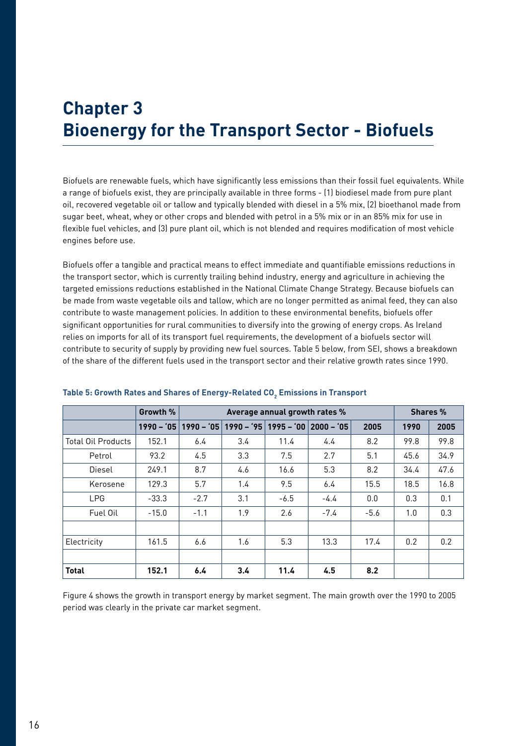# Chapter 3
# Bioenergy for the Transport Sector - Biofuels

Biofuels are renewable fuels, which have significantly less emissions than their fossil fuel equivalents. While a range of biofuels exist, they are principally available in three forms - (1) biodiesel made from pure plant oil, recovered vegetable oil or tallow and typically blended with diesel in a 5% mix, (2) bioethanol made from sugar beet, wheat, whey or other crops and blended with petrol in a 5% mix or in an 85% mix for use in flexible fuel vehicles, and (3) pure plant oil, which is not blended and requires modification of most vehicle engines before use.

Biofuels offer a tangible and practical means to effect immediate and quantifiable emissions reductions in the transport sector, which is currently trailing behind industry, energy and agriculture in achieving the targeted emissions reductions established in the National Climate Change Strategy. Because biofuels can be made from waste vegetable oils and tallow, which are no longer permitted as animal feed, they can also contribute to waste management policies. In addition to these environmental benefits, biofuels offer significant opportunities for rural communities to diversify into the growing of energy crops. As Ireland relies on imports for all of its transport fuel requirements, the development of a biofuels sector will contribute to security of supply by providing new fuel sources. Table 5 below, from SEI, shows a breakdown of the share of the different fuels used in the transport sector and their relative growth rates since 1990.

**Table 5: Growth Rates and Shares of Energy-Related $CO_2$ Emissions in Transport**

| | Growth % | Average annual growth rates % | | | | | Shares % | |
|---|---|---|---|---|---|---|---|---|
| | 1990 – '05 | 1990 – '05 | 1990 – '95 | 1995 – '00 | 2000 – '05 | 2005 | 1990 | 2005 |
| Total Oil Products | 152.1 | 6.4 | 3.4 | 11.4 | 4.4 | 8.2 | 99.8 | 99.8 |
| Petrol | 93.2 | 4.5 | 3.3 | 7.5 | 2.7 | 5.1 | 45.6 | 34.9 |
| Diesel | 249.1 | 8.7 | 4.6 | 16.6 | 5.3 | 8.2 | 34.4 | 47.6 |
| Kerosene | 129.3 | 5.7 | 1.4 | 9.5 | 6.4 | 15.5 | 18.5 | 16.8 |
| LPG | -33.3 | -2.7 | 3.1 | -6.5 | -4.4 | 0.0 | 0.3 | 0.1 |
| Fuel Oil | -15.0 | -1.1 | 1.9 | 2.6 | -7.4 | -5.6 | 1.0 | 0.3 |
| | | | | | | | | |
| Electricity | 161.5 | 6.6 | 1.6 | 5.3 | 13.3 | 17.4 | 0.2 | 0.2 |
| | | | | | | | | |
| **Total** | **152.1** | **6.4** | **3.4** | **11.4** | **4.5** | **8.2** | | |

Figure 4 shows the growth in transport energy by market segment. The main growth over the 1990 to 2005 period was clearly in the private car market segment.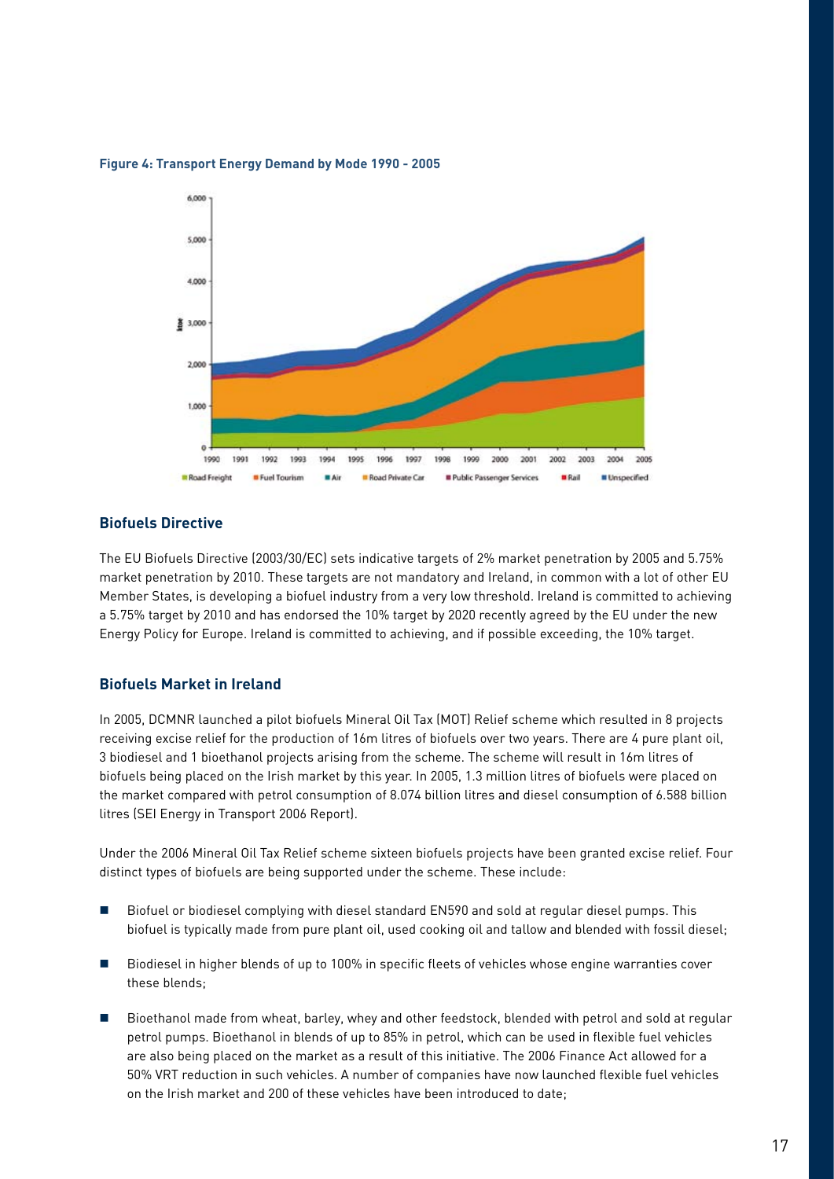**Figure 4: Transport Energy Demand by Mode 1990 - 2005**

## Biofuels Directive

The EU Biofuels Directive (2003/30/EC) sets indicative targets of 2% market penetration by 2005 and 5.75% market penetration by 2010. These targets are not mandatory and Ireland, in common with a lot of other EU Member States, is developing a biofuel industry from a very low threshold. Ireland is committed to achieving a 5.75% target by 2010 and has endorsed the 10% target by 2020 recently agreed by the EU under the new Energy Policy for Europe. Ireland is committed to achieving, and if possible exceeding, the 10% target.

## Biofuels Market in Ireland

In 2005, DCMNR launched a pilot biofuels Mineral Oil Tax (MOT) Relief scheme which resulted in 8 projects receiving excise relief for the production of 16m litres of biofuels over two years. There are 4 pure plant oil, 3 biodiesel and 1 bioethanol projects arising from the scheme. The scheme will result in 16m litres of biofuels being placed on the Irish market by this year. In 2005, 1.3 million litres of biofuels were placed on the market compared with petrol consumption of 8.074 billion litres and diesel consumption of 6.588 billion litres (SEI Energy in Transport 2006 Report).

Under the 2006 Mineral Oil Tax Relief scheme sixteen biofuels projects have been granted excise relief. Four distinct types of biofuels are being supported under the scheme. These include:

- Biofuel or biodiesel complying with diesel standard EN590 and sold at regular diesel pumps. This biofuel is typically made from pure plant oil, used cooking oil and tallow and blended with fossil diesel;
- Biodiesel in higher blends of up to 100% in specific fleets of vehicles whose engine warranties cover these blends;
- Bioethanol made from wheat, barley, whey and other feedstock, blended with petrol and sold at regular petrol pumps. Bioethanol in blends of up to 85% in petrol, which can be used in flexible fuel vehicles are also being placed on the market as a result of this initiative. The 2006 Finance Act allowed for a 50% VRT reduction in such vehicles. A number of companies have now launched flexible fuel vehicles on the Irish market and 200 of these vehicles have been introduced to date;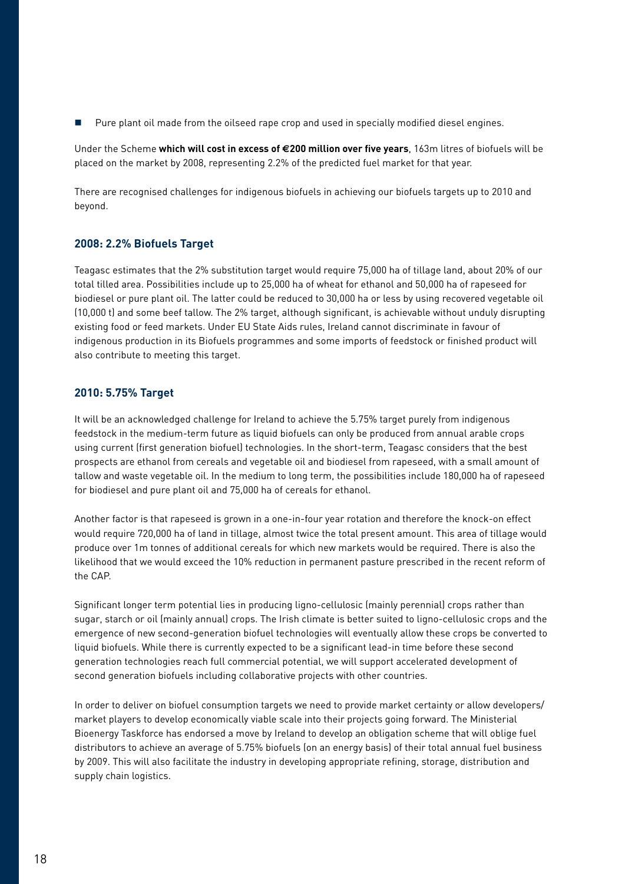- Pure plant oil made from the oilseed rape crop and used in specially modified diesel engines.

Under the Scheme **which will cost in excess of €200 million over five years**, 163m litres of biofuels will be placed on the market by 2008, representing 2.2% of the predicted fuel market for that year.

There are recognised challenges for indigenous biofuels in achieving our biofuels targets up to 2010 and beyond.

### 2008: 2.2% Biofuels Target

Teagasc estimates that the 2% substitution target would require 75,000 ha of tillage land, about 20% of our total tilled area. Possibilities include up to 25,000 ha of wheat for ethanol and 50,000 ha of rapeseed for biodiesel or pure plant oil. The latter could be reduced to 30,000 ha or less by using recovered vegetable oil (10,000 t) and some beef tallow. The 2% target, although significant, is achievable without unduly disrupting existing food or feed markets. Under EU State Aids rules, Ireland cannot discriminate in favour of indigenous production in its Biofuels programmes and some imports of feedstock or finished product will also contribute to meeting this target.

### 2010: 5.75% Target

It will be an acknowledged challenge for Ireland to achieve the 5.75% target purely from indigenous feedstock in the medium-term future as liquid biofuels can only be produced from annual arable crops using current (first generation biofuel) technologies. In the short-term, Teagasc considers that the best prospects are ethanol from cereals and vegetable oil and biodiesel from rapeseed, with a small amount of tallow and waste vegetable oil. In the medium to long term, the possibilities include 180,000 ha of rapeseed for biodiesel and pure plant oil and 75,000 ha of cereals for ethanol.

Another factor is that rapeseed is grown in a one-in-four year rotation and therefore the knock-on effect would require 720,000 ha of land in tillage, almost twice the total present amount. This area of tillage would produce over 1m tonnes of additional cereals for which new markets would be required. There is also the likelihood that we would exceed the 10% reduction in permanent pasture prescribed in the recent reform of the CAP.

Significant longer term potential lies in producing ligno-cellulosic (mainly perennial) crops rather than sugar, starch or oil (mainly annual) crops. The Irish climate is better suited to ligno-cellulosic crops and the emergence of new second-generation biofuel technologies will eventually allow these crops be converted to liquid biofuels. While there is currently expected to be a significant lead-in time before these second generation technologies reach full commercial potential, we will support accelerated development of second generation biofuels including collaborative projects with other countries.

In order to deliver on biofuel consumption targets we need to provide market certainty or allow developers/ market players to develop economically viable scale into their projects going forward. The Ministerial Bioenergy Taskforce has endorsed a move by Ireland to develop an obligation scheme that will oblige fuel distributors to achieve an average of 5.75% biofuels (on an energy basis) of their total annual fuel business by 2009. This will also facilitate the industry in developing appropriate refining, storage, distribution and supply chain logistics.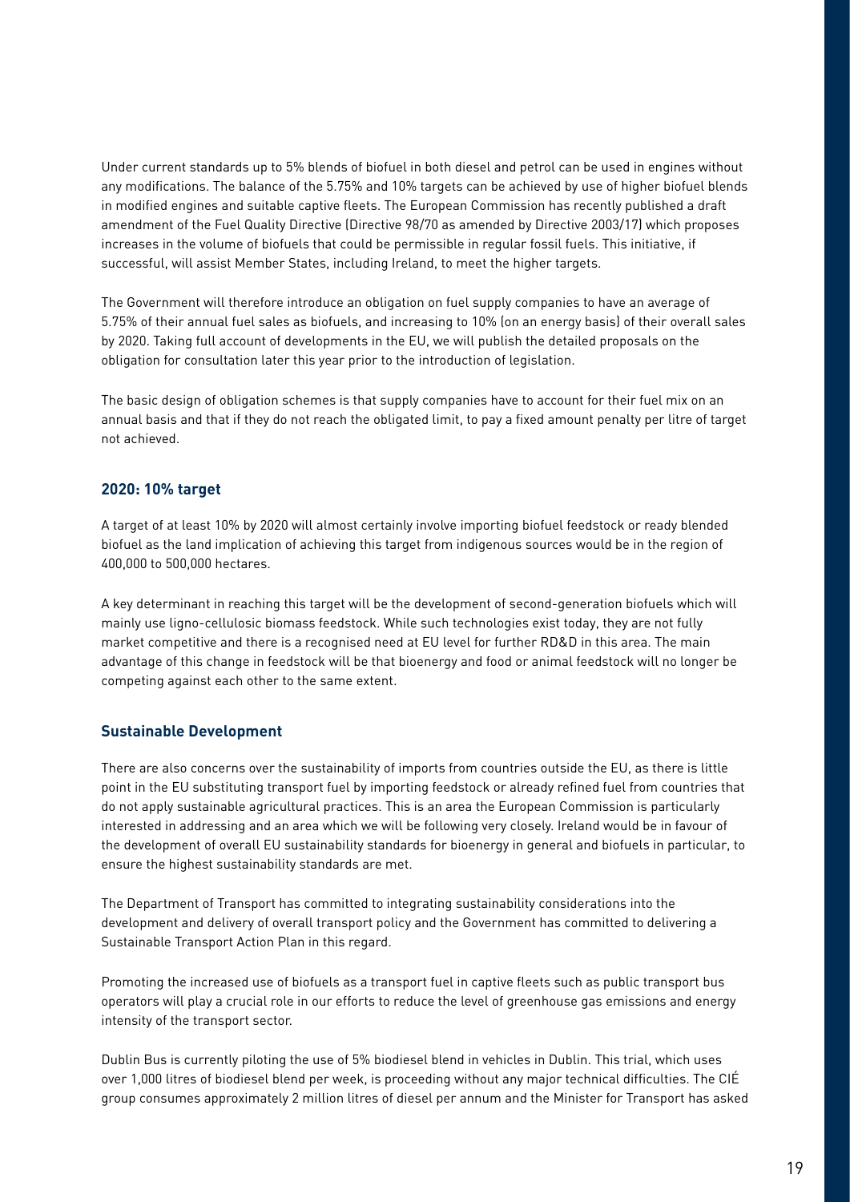Under current standards up to 5% blends of biofuel in both diesel and petrol can be used in engines without any modifications. The balance of the 5.75% and 10% targets can be achieved by use of higher biofuel blends in modified engines and suitable captive fleets. The European Commission has recently published a draft amendment of the Fuel Quality Directive (Directive 98/70 as amended by Directive 2003/17) which proposes increases in the volume of biofuels that could be permissible in regular fossil fuels. This initiative, if successful, will assist Member States, including Ireland, to meet the higher targets.

The Government will therefore introduce an obligation on fuel supply companies to have an average of 5.75% of their annual fuel sales as biofuels, and increasing to 10% (on an energy basis) of their overall sales by 2020. Taking full account of developments in the EU, we will publish the detailed proposals on the obligation for consultation later this year prior to the introduction of legislation.

The basic design of obligation schemes is that supply companies have to account for their fuel mix on an annual basis and that if they do not reach the obligated limit, to pay a fixed amount penalty per litre of target not achieved.

### 2020: 10% target

A target of at least 10% by 2020 will almost certainly involve importing biofuel feedstock or ready blended biofuel as the land implication of achieving this target from indigenous sources would be in the region of 400,000 to 500,000 hectares.

A key determinant in reaching this target will be the development of second-generation biofuels which will mainly use ligno-cellulosic biomass feedstock. While such technologies exist today, they are not fully market competitive and there is a recognised need at EU level for further RD&D in this area. The main advantage of this change in feedstock will be that bioenergy and food or animal feedstock will no longer be competing against each other to the same extent.

### Sustainable Development

There are also concerns over the sustainability of imports from countries outside the EU, as there is little point in the EU substituting transport fuel by importing feedstock or already refined fuel from countries that do not apply sustainable agricultural practices. This is an area the European Commission is particularly interested in addressing and an area which we will be following very closely. Ireland would be in favour of the development of overall EU sustainability standards for bioenergy in general and biofuels in particular, to ensure the highest sustainability standards are met.

The Department of Transport has committed to integrating sustainability considerations into the development and delivery of overall transport policy and the Government has committed to delivering a Sustainable Transport Action Plan in this regard.

Promoting the increased use of biofuels as a transport fuel in captive fleets such as public transport bus operators will play a crucial role in our efforts to reduce the level of greenhouse gas emissions and energy intensity of the transport sector.

Dublin Bus is currently piloting the use of 5% biodiesel blend in vehicles in Dublin. This trial, which uses over 1,000 litres of biodiesel blend per week, is proceeding without any major technical difficulties. The CIÉ group consumes approximately 2 million litres of diesel per annum and the Minister for Transport has asked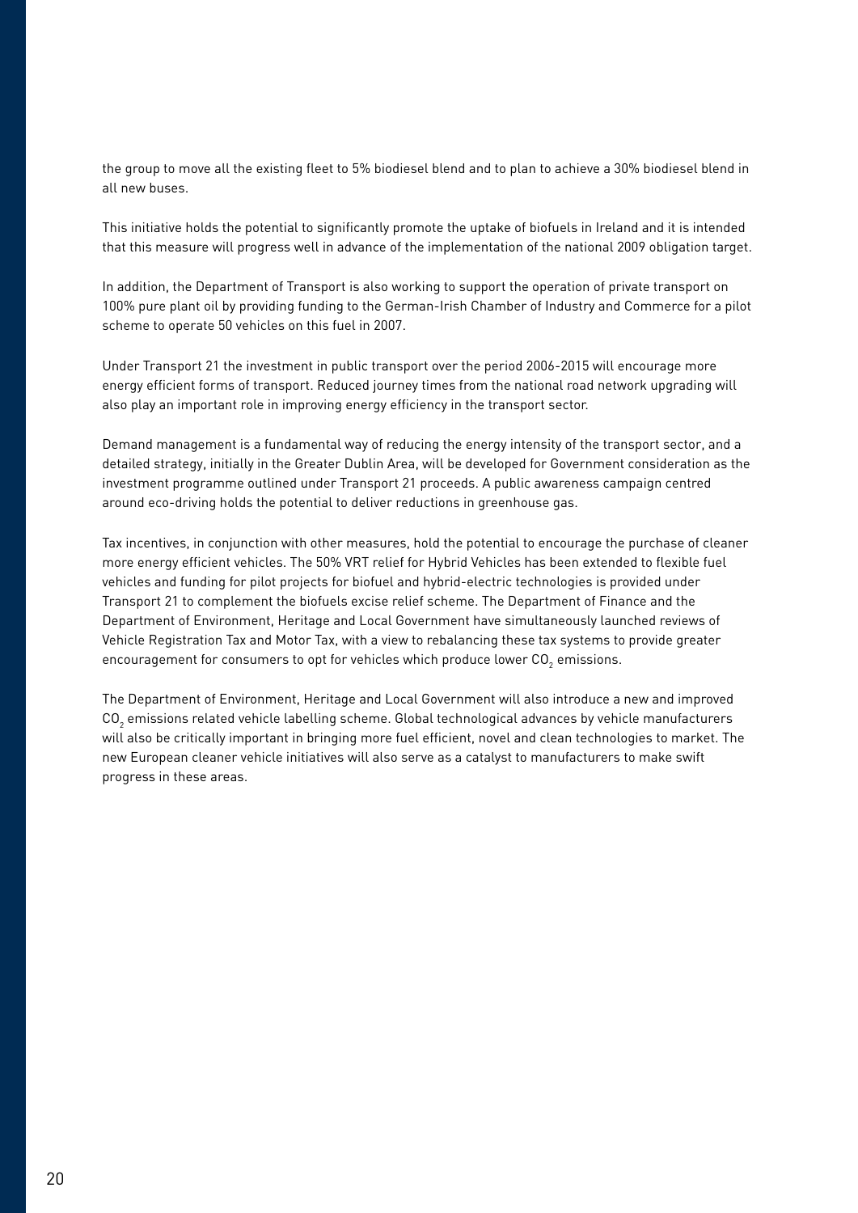the group to move all the existing fleet to 5% biodiesel blend and to plan to achieve a 30% biodiesel blend in all new buses.

This initiative holds the potential to significantly promote the uptake of biofuels in Ireland and it is intended that this measure will progress well in advance of the implementation of the national 2009 obligation target.

In addition, the Department of Transport is also working to support the operation of private transport on 100% pure plant oil by providing funding to the German-Irish Chamber of Industry and Commerce for a pilot scheme to operate 50 vehicles on this fuel in 2007.

Under Transport 21 the investment in public transport over the period 2006-2015 will encourage more energy efficient forms of transport. Reduced journey times from the national road network upgrading will also play an important role in improving energy efficiency in the transport sector.

Demand management is a fundamental way of reducing the energy intensity of the transport sector, and a detailed strategy, initially in the Greater Dublin Area, will be developed for Government consideration as the investment programme outlined under Transport 21 proceeds. A public awareness campaign centred around eco-driving holds the potential to deliver reductions in greenhouse gas.

Tax incentives, in conjunction with other measures, hold the potential to encourage the purchase of cleaner more energy efficient vehicles. The 50% VRT relief for Hybrid Vehicles has been extended to flexible fuel vehicles and funding for pilot projects for biofuel and hybrid-electric technologies is provided under Transport 21 to complement the biofuels excise relief scheme. The Department of Finance and the Department of Environment, Heritage and Local Government have simultaneously launched reviews of Vehicle Registration Tax and Motor Tax, with a view to rebalancing these tax systems to provide greater encouragement for consumers to opt for vehicles which produce lower $CO_2$ emissions.

The Department of Environment, Heritage and Local Government will also introduce a new and improved $CO_2$ emissions related vehicle labelling scheme. Global technological advances by vehicle manufacturers will also be critically important in bringing more fuel efficient, novel and clean technologies to market. The new European cleaner vehicle initiatives will also serve as a catalyst to manufacturers to make swift progress in these areas.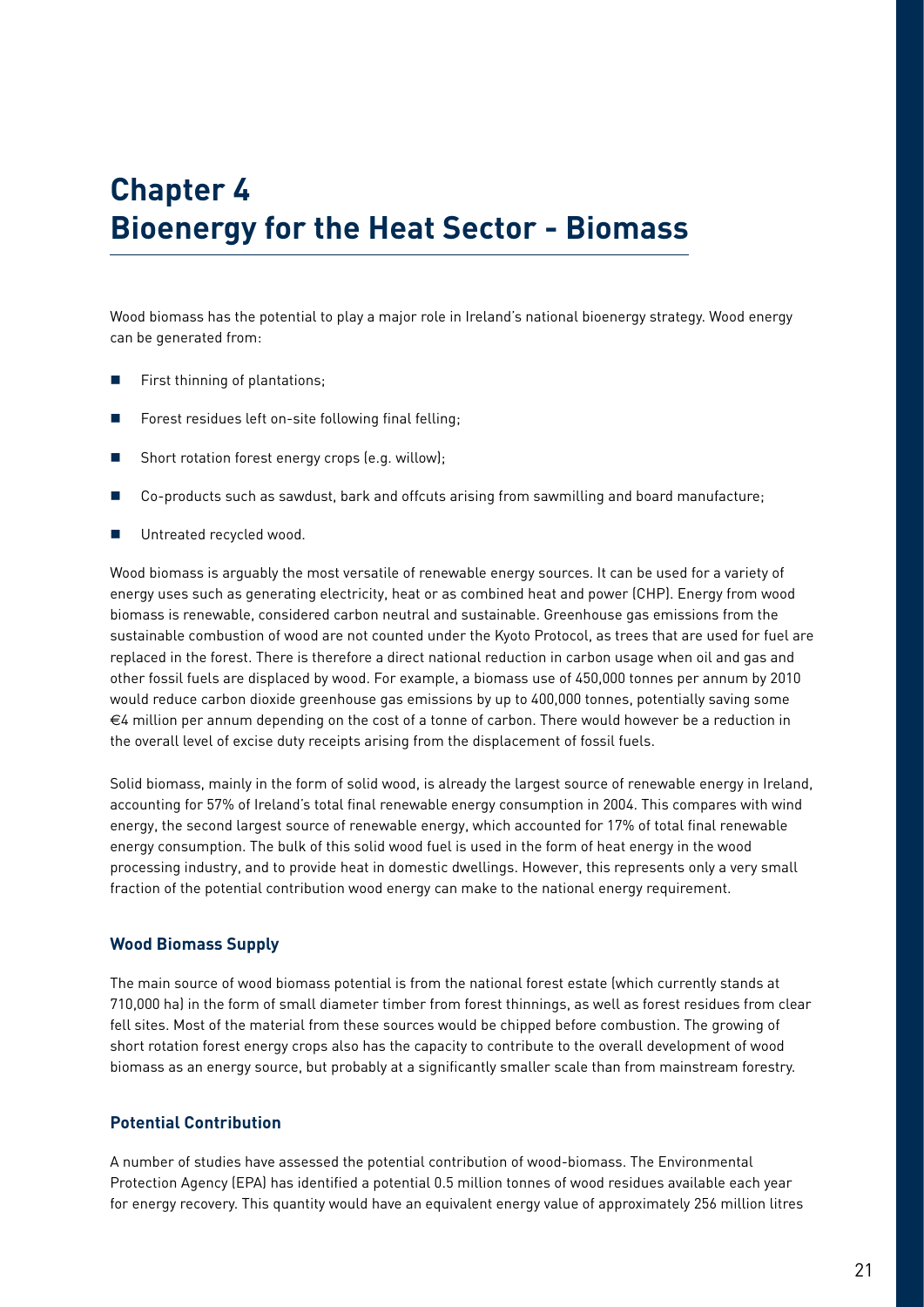# Chapter 4
# Bioenergy for the Heat Sector - Biomass

Wood biomass has the potential to play a major role in Ireland's national bioenergy strategy. Wood energy can be generated from:

- First thinning of plantations;
- Forest residues left on-site following final felling;
- Short rotation forest energy crops (e.g. willow);
- Co-products such as sawdust, bark and offcuts arising from sawmilling and board manufacture;
- Untreated recycled wood.

Wood biomass is arguably the most versatile of renewable energy sources. It can be used for a variety of energy uses such as generating electricity, heat or as combined heat and power (CHP). Energy from wood biomass is renewable, considered carbon neutral and sustainable. Greenhouse gas emissions from the sustainable combustion of wood are not counted under the Kyoto Protocol, as trees that are used for fuel are replaced in the forest. There is therefore a direct national reduction in carbon usage when oil and gas and other fossil fuels are displaced by wood. For example, a biomass use of 450,000 tonnes per annum by 2010 would reduce carbon dioxide greenhouse gas emissions by up to 400,000 tonnes, potentially saving some €4 million per annum depending on the cost of a tonne of carbon. There would however be a reduction in the overall level of excise duty receipts arising from the displacement of fossil fuels.

Solid biomass, mainly in the form of solid wood, is already the largest source of renewable energy in Ireland, accounting for 57% of Ireland's total final renewable energy consumption in 2004. This compares with wind energy, the second largest source of renewable energy, which accounted for 17% of total final renewable energy consumption. The bulk of this solid wood fuel is used in the form of heat energy in the wood processing industry, and to provide heat in domestic dwellings. However, this represents only a very small fraction of the potential contribution wood energy can make to the national energy requirement.

### Wood Biomass Supply

The main source of wood biomass potential is from the national forest estate (which currently stands at 710,000 ha) in the form of small diameter timber from forest thinnings, as well as forest residues from clear fell sites. Most of the material from these sources would be chipped before combustion. The growing of short rotation forest energy crops also has the capacity to contribute to the overall development of wood biomass as an energy source, but probably at a significantly smaller scale than from mainstream forestry.

### Potential Contribution

A number of studies have assessed the potential contribution of wood-biomass. The Environmental Protection Agency (EPA) has identified a potential 0.5 million tonnes of wood residues available each year for energy recovery. This quantity would have an equivalent energy value of approximately 256 million litres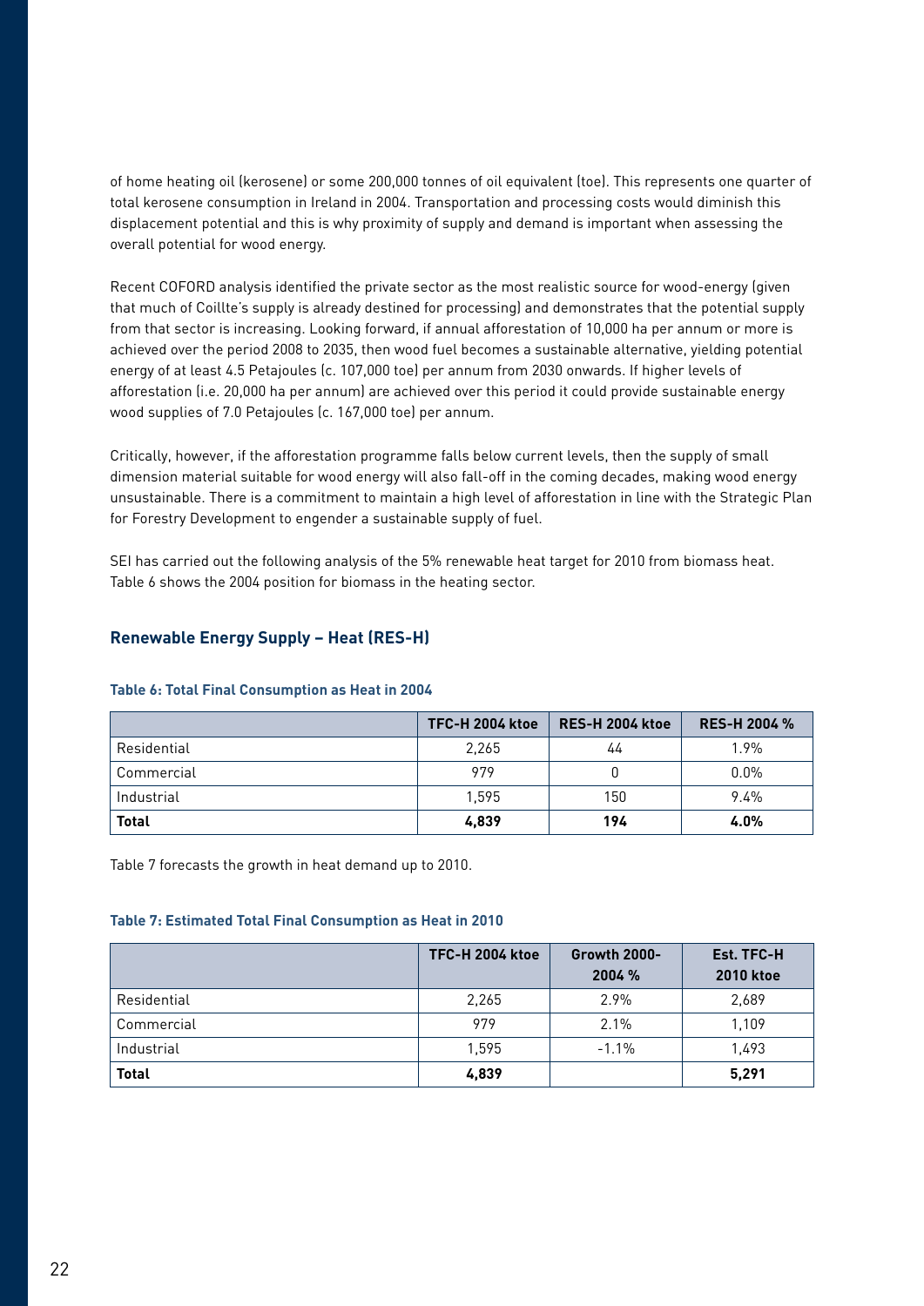of home heating oil (kerosene) or some 200,000 tonnes of oil equivalent (toe). This represents one quarter of total kerosene consumption in Ireland in 2004. Transportation and processing costs would diminish this displacement potential and this is why proximity of supply and demand is important when assessing the overall potential for wood energy.

Recent COFORD analysis identified the private sector as the most realistic source for wood-energy (given that much of Coillte's supply is already destined for processing) and demonstrates that the potential supply from that sector is increasing. Looking forward, if annual afforestation of 10,000 ha per annum or more is achieved over the period 2008 to 2035, then wood fuel becomes a sustainable alternative, yielding potential energy of at least 4.5 Petajoules (c. 107,000 toe) per annum from 2030 onwards. If higher levels of afforestation (i.e. 20,000 ha per annum) are achieved over this period it could provide sustainable energy wood supplies of 7.0 Petajoules (c. 167,000 toe) per annum.

Critically, however, if the afforestation programme falls below current levels, then the supply of small dimension material suitable for wood energy will also fall-off in the coming decades, making wood energy unsustainable. There is a commitment to maintain a high level of afforestation in line with the Strategic Plan for Forestry Development to engender a sustainable supply of fuel.

SEI has carried out the following analysis of the 5% renewable heat target for 2010 from biomass heat. Table 6 shows the 2004 position for biomass in the heating sector.

## Renewable Energy Supply – Heat (RES-H)

**Table 6: Total Final Consumption as Heat in 2004**

| | TFC-H 2004 ktoe | RES-H 2004 ktoe | RES-H 2004 % |
|---|---|---|---|
| Residential | 2,265 | 44 | 1.9% |
| Commercial | 979 | 0 | 0.0% |
| Industrial | 1,595 | 150 | 9.4% |
| **Total** | **4,839** | **194** | **4.0%** |

Table 7 forecasts the growth in heat demand up to 2010.

**Table 7: Estimated Total Final Consumption as Heat in 2010**

| | TFC-H 2004 ktoe | Growth 2000-2004 % | Est. TFC-H 2010 ktoe |
|---|---|---|---|
| Residential | 2,265 | 2.9% | 2,689 |
| Commercial | 979 | 2.1% | 1,109 |
| Industrial | 1,595 | -1.1% | 1,493 |
| **Total** | **4,839** | | **5,291** |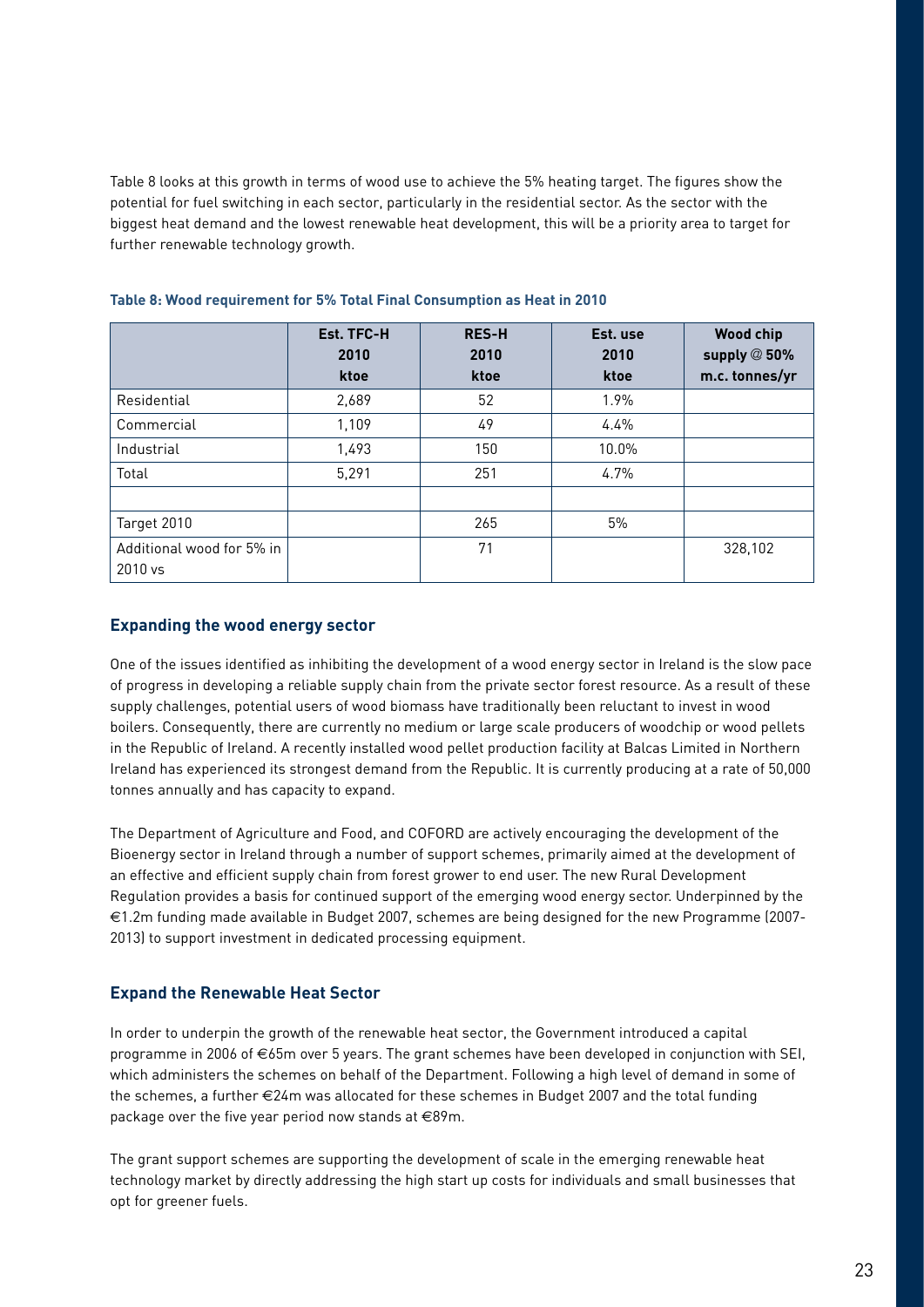Table 8 looks at this growth in terms of wood use to achieve the 5% heating target. The figures show the potential for fuel switching in each sector, particularly in the residential sector. As the sector with the biggest heat demand and the lowest renewable heat development, this will be a priority area to target for further renewable technology growth.

**Table 8: Wood requirement for 5% Total Final Consumption as Heat in 2010**

| | Est. TFC-H 2010 ktoe | RES-H 2010 ktoe | Est. use 2010 ktoe | Wood chip supply @ 50% m.c. tonnes/yr |
|---|---|---|---|---|
| Residential | 2,689 | 52 | 1.9% | |
| Commercial | 1,109 | 49 | 4.4% | |
| Industrial | 1,493 | 150 | 10.0% | |
| Total | 5,291 | 251 | 4.7% | |
| | | | | |
| Target 2010 | | 265 | 5% | |
| Additional wood for 5% in 2010 vs | | 71 | | 328,102 |

## Expanding the wood energy sector

One of the issues identified as inhibiting the development of a wood energy sector in Ireland is the slow pace of progress in developing a reliable supply chain from the private sector forest resource. As a result of these supply challenges, potential users of wood biomass have traditionally been reluctant to invest in wood boilers. Consequently, there are currently no medium or large scale producers of woodchip or wood pellets in the Republic of Ireland. A recently installed wood pellet production facility at Balcas Limited in Northern Ireland has experienced its strongest demand from the Republic. It is currently producing at a rate of 50,000 tonnes annually and has capacity to expand.

The Department of Agriculture and Food, and COFORD are actively encouraging the development of the Bioenergy sector in Ireland through a number of support schemes, primarily aimed at the development of an effective and efficient supply chain from forest grower to end user. The new Rural Development Regulation provides a basis for continued support of the emerging wood energy sector. Underpinned by the €1.2m funding made available in Budget 2007, schemes are being designed for the new Programme (2007-2013) to support investment in dedicated processing equipment.

## Expand the Renewable Heat Sector

In order to underpin the growth of the renewable heat sector, the Government introduced a capital programme in 2006 of €65m over 5 years. The grant schemes have been developed in conjunction with SEI, which administers the schemes on behalf of the Department. Following a high level of demand in some of the schemes, a further €24m was allocated for these schemes in Budget 2007 and the total funding package over the five year period now stands at €89m.

The grant support schemes are supporting the development of scale in the emerging renewable heat technology market by directly addressing the high start up costs for individuals and small businesses that opt for greener fuels.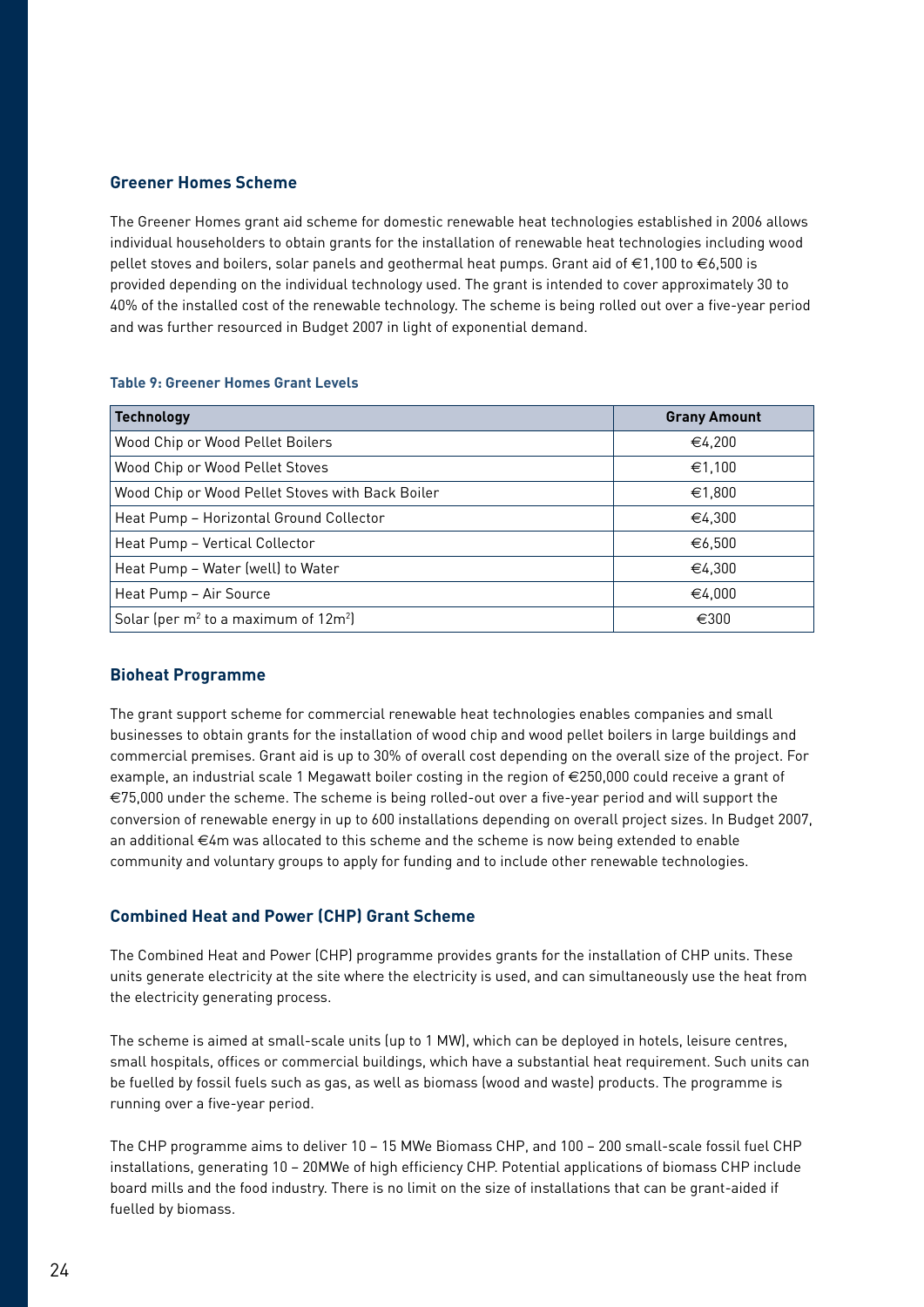## Greener Homes Scheme

The Greener Homes grant aid scheme for domestic renewable heat technologies established in 2006 allows individual householders to obtain grants for the installation of renewable heat technologies including wood pellet stoves and boilers, solar panels and geothermal heat pumps. Grant aid of €1,100 to €6,500 is provided depending on the individual technology used. The grant is intended to cover approximately 30 to 40% of the installed cost of the renewable technology. The scheme is being rolled out over a five-year period and was further resourced in Budget 2007 in light of exponential demand.

**Table 9: Greener Homes Grant Levels**

| Technology | Grany Amount |
|---|---|
| Wood Chip or Wood Pellet Boilers | €4,200 |
| Wood Chip or Wood Pellet Stoves | €1,100 |
| Wood Chip or Wood Pellet Stoves with Back Boiler | €1,800 |
| Heat Pump – Horizontal Ground Collector | €4,300 |
| Heat Pump – Vertical Collector | €6,500 |
| Heat Pump – Water (well) to Water | €4,300 |
| Heat Pump – Air Source | €4,000 |
| Solar (per $m^2$ to a maximum of $12m^2$) | €300 |

## Bioheat Programme

The grant support scheme for commercial renewable heat technologies enables companies and small businesses to obtain grants for the installation of wood chip and wood pellet boilers in large buildings and commercial premises. Grant aid is up to 30% of overall cost depending on the overall size of the project. For example, an industrial scale 1 Megawatt boiler costing in the region of €250,000 could receive a grant of €75,000 under the scheme. The scheme is being rolled-out over a five-year period and will support the conversion of renewable energy in up to 600 installations depending on overall project sizes. In Budget 2007, an additional €4m was allocated to this scheme and the scheme is now being extended to enable community and voluntary groups to apply for funding and to include other renewable technologies.

## Combined Heat and Power (CHP) Grant Scheme

The Combined Heat and Power (CHP) programme provides grants for the installation of CHP units. These units generate electricity at the site where the electricity is used, and can simultaneously use the heat from the electricity generating process.

The scheme is aimed at small-scale units (up to 1 MW), which can be deployed in hotels, leisure centres, small hospitals, offices or commercial buildings, which have a substantial heat requirement. Such units can be fuelled by fossil fuels such as gas, as well as biomass (wood and waste) products. The programme is running over a five-year period.

The CHP programme aims to deliver 10 – 15 MWe Biomass CHP, and 100 – 200 small-scale fossil fuel CHP installations, generating 10 – 20MWe of high efficiency CHP. Potential applications of biomass CHP include board mills and the food industry. There is no limit on the size of installations that can be grant-aided if fuelled by biomass.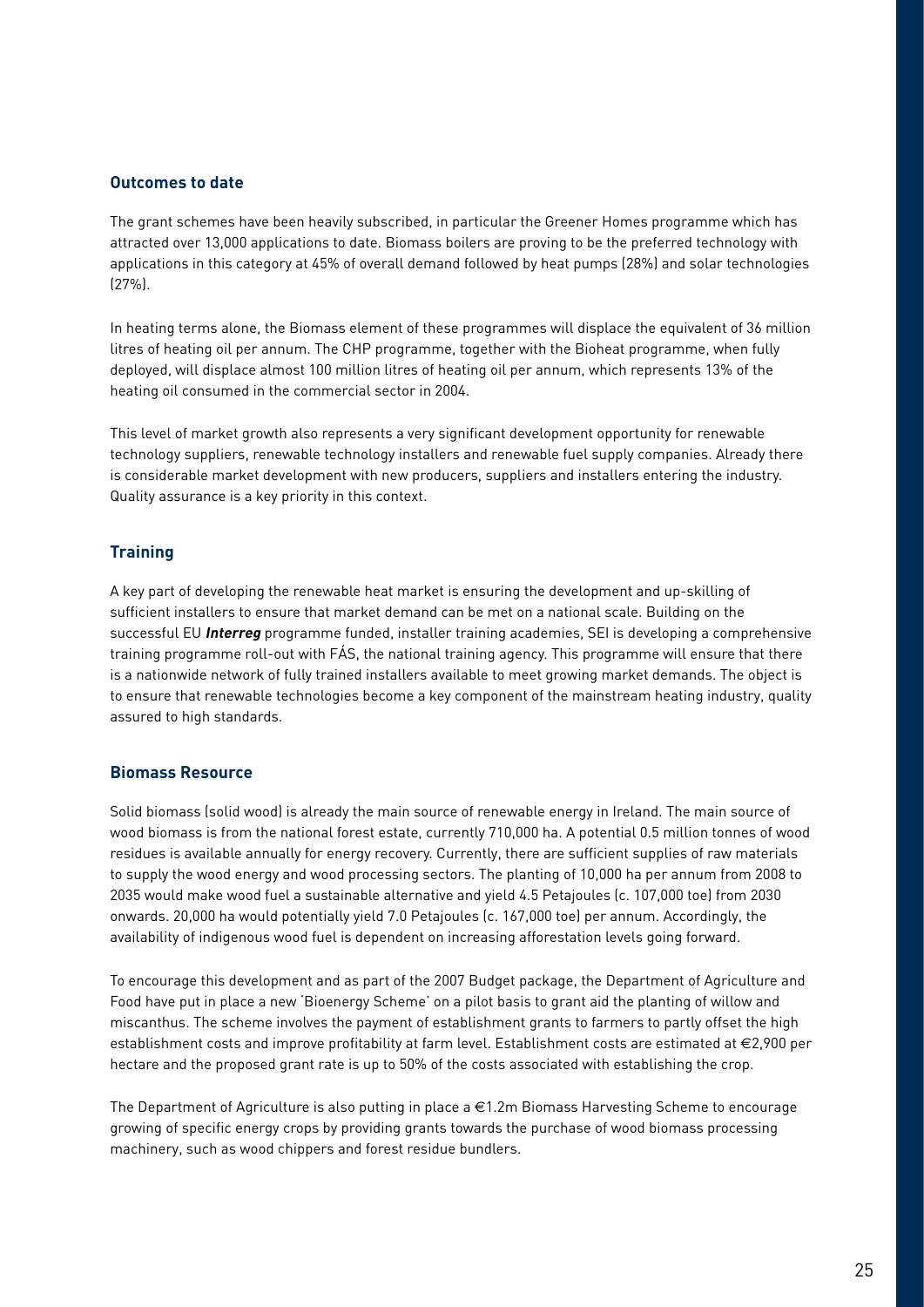### Outcomes to date

The grant schemes have been heavily subscribed, in particular the Greener Homes programme which has attracted over 13,000 applications to date. Biomass boilers are proving to be the preferred technology with applications in this category at 45% of overall demand followed by heat pumps (28%) and solar technologies (27%).

In heating terms alone, the Biomass element of these programmes will displace the equivalent of 36 million litres of heating oil per annum. The CHP programme, together with the Bioheat programme, when fully deployed, will displace almost 100 million litres of heating oil per annum, which represents 13% of the heating oil consumed in the commercial sector in 2004.

This level of market growth also represents a very significant development opportunity for renewable technology suppliers, renewable technology installers and renewable fuel supply companies. Already there is considerable market development with new producers, suppliers and installers entering the industry. Quality assurance is a key priority in this context.

### Training

A key part of developing the renewable heat market is ensuring the development and up-skilling of sufficient installers to ensure that market demand can be met on a national scale. Building on the successful EU ***Interreg*** programme funded, installer training academies, SEI is developing a comprehensive training programme roll-out with FÁS, the national training agency. This programme will ensure that there is a nationwide network of fully trained installers available to meet growing market demands. The object is to ensure that renewable technologies become a key component of the mainstream heating industry, quality assured to high standards.

### Biomass Resource

Solid biomass (solid wood) is already the main source of renewable energy in Ireland. The main source of wood biomass is from the national forest estate, currently 710,000 ha. A potential 0.5 million tonnes of wood residues is available annually for energy recovery. Currently, there are sufficient supplies of raw materials to supply the wood energy and wood processing sectors. The planting of 10,000 ha per annum from 2008 to 2035 would make wood fuel a sustainable alternative and yield 4.5 Petajoules (c. 107,000 toe) from 2030 onwards. 20,000 ha would potentially yield 7.0 Petajoules (c. 167,000 toe) per annum. Accordingly, the availability of indigenous wood fuel is dependent on increasing afforestation levels going forward.

To encourage this development and as part of the 2007 Budget package, the Department of Agriculture and Food have put in place a new 'Bioenergy Scheme' on a pilot basis to grant aid the planting of willow and miscanthus. The scheme involves the payment of establishment grants to farmers to partly offset the high establishment costs and improve profitability at farm level. Establishment costs are estimated at €2,900 per hectare and the proposed grant rate is up to 50% of the costs associated with establishing the crop.

The Department of Agriculture is also putting in place a €1.2m Biomass Harvesting Scheme to encourage growing of specific energy crops by providing grants towards the purchase of wood biomass processing machinery, such as wood chippers and forest residue bundlers.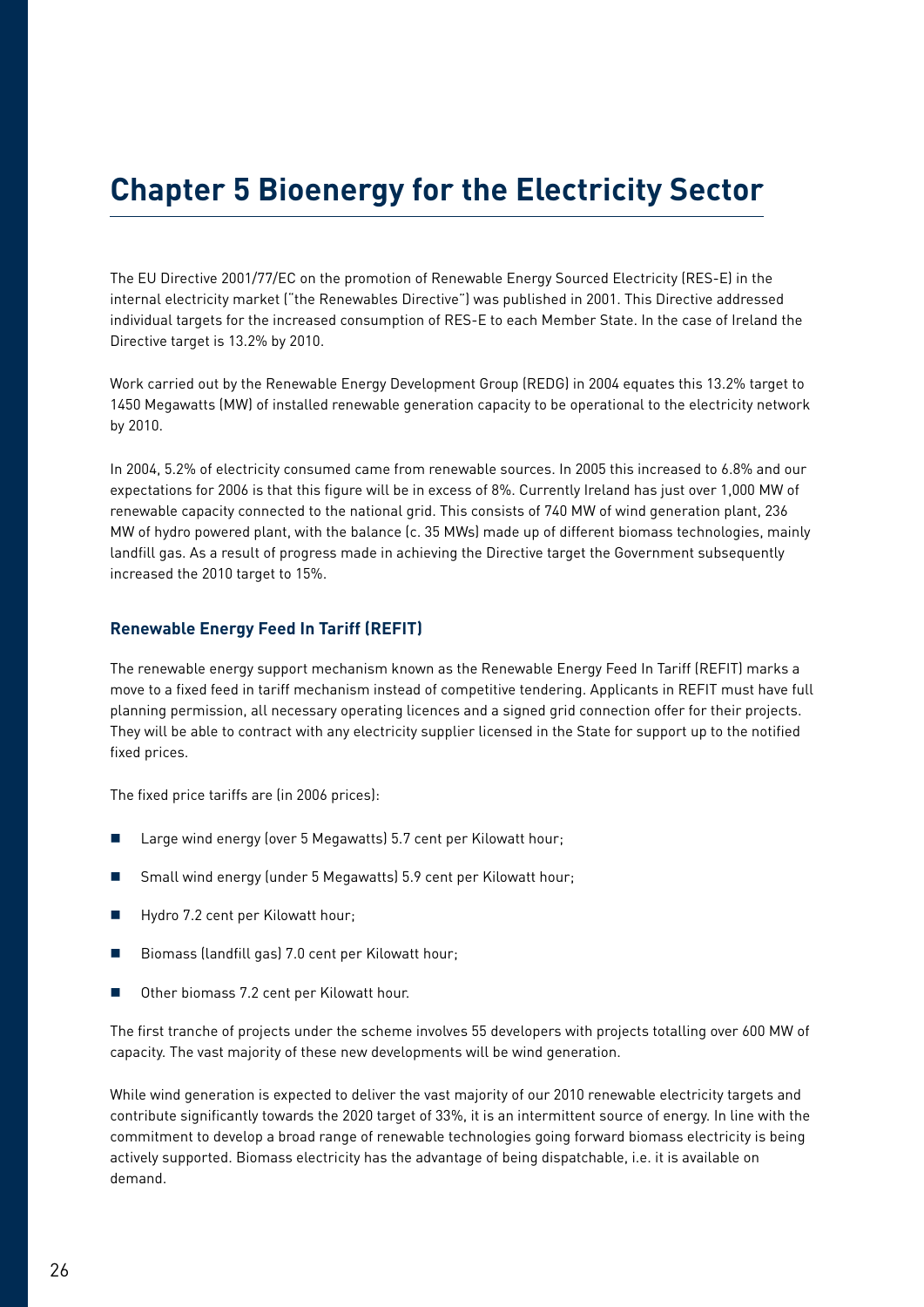# Chapter 5 Bioenergy for the Electricity Sector

The EU Directive 2001/77/EC on the promotion of Renewable Energy Sourced Electricity (RES-E) in the internal electricity market ("the Renewables Directive") was published in 2001. This Directive addressed individual targets for the increased consumption of RES-E to each Member State. In the case of Ireland the Directive target is 13.2% by 2010.

Work carried out by the Renewable Energy Development Group (REDG) in 2004 equates this 13.2% target to 1450 Megawatts (MW) of installed renewable generation capacity to be operational to the electricity network by 2010.

In 2004, 5.2% of electricity consumed came from renewable sources. In 2005 this increased to 6.8% and our expectations for 2006 is that this figure will be in excess of 8%. Currently Ireland has just over 1,000 MW of renewable capacity connected to the national grid. This consists of 740 MW of wind generation plant, 236 MW of hydro powered plant, with the balance (c. 35 MWs) made up of different biomass technologies, mainly landfill gas. As a result of progress made in achieving the Directive target the Government subsequently increased the 2010 target to 15%.

### Renewable Energy Feed In Tariff (REFIT)

The renewable energy support mechanism known as the Renewable Energy Feed In Tariff (REFIT) marks a move to a fixed feed in tariff mechanism instead of competitive tendering. Applicants in REFIT must have full planning permission, all necessary operating licences and a signed grid connection offer for their projects. They will be able to contract with any electricity supplier licensed in the State for support up to the notified fixed prices.

The fixed price tariffs are (in 2006 prices):

- Large wind energy (over 5 Megawatts) 5.7 cent per Kilowatt hour;
- Small wind energy (under 5 Megawatts) 5.9 cent per Kilowatt hour;
- Hydro 7.2 cent per Kilowatt hour;
- Biomass (landfill gas) 7.0 cent per Kilowatt hour;
- Other biomass 7.2 cent per Kilowatt hour.

The first tranche of projects under the scheme involves 55 developers with projects totalling over 600 MW of capacity. The vast majority of these new developments will be wind generation.

While wind generation is expected to deliver the vast majority of our 2010 renewable electricity targets and contribute significantly towards the 2020 target of 33%, it is an intermittent source of energy. In line with the commitment to develop a broad range of renewable technologies going forward biomass electricity is being actively supported. Biomass electricity has the advantage of being dispatchable, i.e. it is available on demand.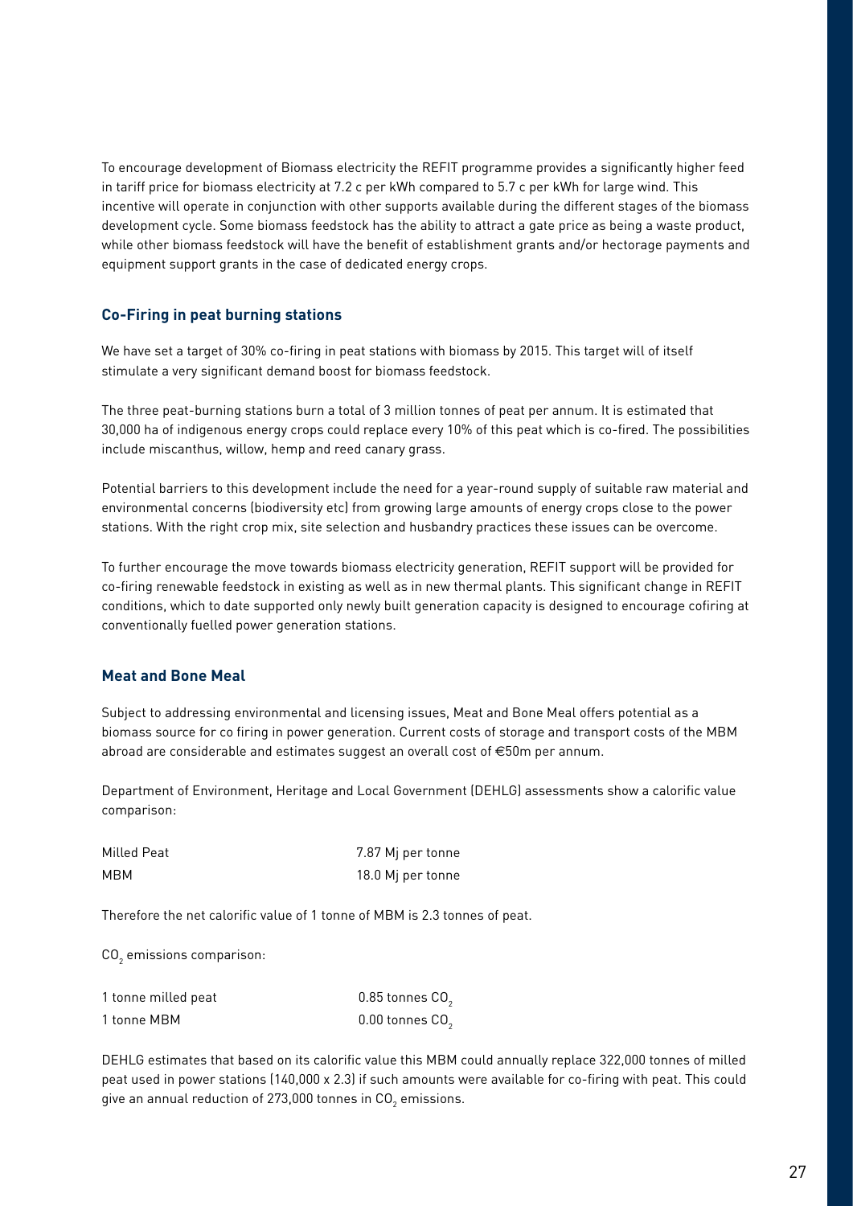To encourage development of Biomass electricity the REFIT programme provides a significantly higher feed in tariff price for biomass electricity at 7.2 c per kWh compared to 5.7 c per kWh for large wind. This incentive will operate in conjunction with other supports available during the different stages of the biomass development cycle. Some biomass feedstock has the ability to attract a gate price as being a waste product, while other biomass feedstock will have the benefit of establishment grants and/or hectorage payments and equipment support grants in the case of dedicated energy crops.

## Co-Firing in peat burning stations

We have set a target of 30% co-firing in peat stations with biomass by 2015. This target will of itself stimulate a very significant demand boost for biomass feedstock.

The three peat-burning stations burn a total of 3 million tonnes of peat per annum. It is estimated that 30,000 ha of indigenous energy crops could replace every 10% of this peat which is co-fired. The possibilities include miscanthus, willow, hemp and reed canary grass.

Potential barriers to this development include the need for a year-round supply of suitable raw material and environmental concerns (biodiversity etc) from growing large amounts of energy crops close to the power stations. With the right crop mix, site selection and husbandry practices these issues can be overcome.

To further encourage the move towards biomass electricity generation, REFIT support will be provided for co-firing renewable feedstock in existing as well as in new thermal plants. This significant change in REFIT conditions, which to date supported only newly built generation capacity is designed to encourage cofiring at conventionally fuelled power generation stations.

## Meat and Bone Meal

Subject to addressing environmental and licensing issues, Meat and Bone Meal offers potential as a biomass source for co firing in power generation. Current costs of storage and transport costs of the MBM abroad are considerable and estimates suggest an overall cost of €50m per annum.

Department of Environment, Heritage and Local Government (DEHLG) assessments show a calorific value comparison:

| | |
|---|---|
| Milled Peat | 7.87 Mj per tonne |
| MBM | 18.0 Mj per tonne |

Therefore the net calorific value of 1 tonne of MBM is 2.3 tonnes of peat.

$CO_2$ emissions comparison:

| | |
|---|---|
| 1 tonne milled peat | 0.85 tonnes $CO_2$ |
| 1 tonne MBM | 0.00 tonnes $CO_2$ |

DEHLG estimates that based on its calorific value this MBM could annually replace 322,000 tonnes of milled peat used in power stations (140,000 x 2.3) if such amounts were available for co-firing with peat. This could give an annual reduction of 273,000 tonnes in $CO_2$ emissions.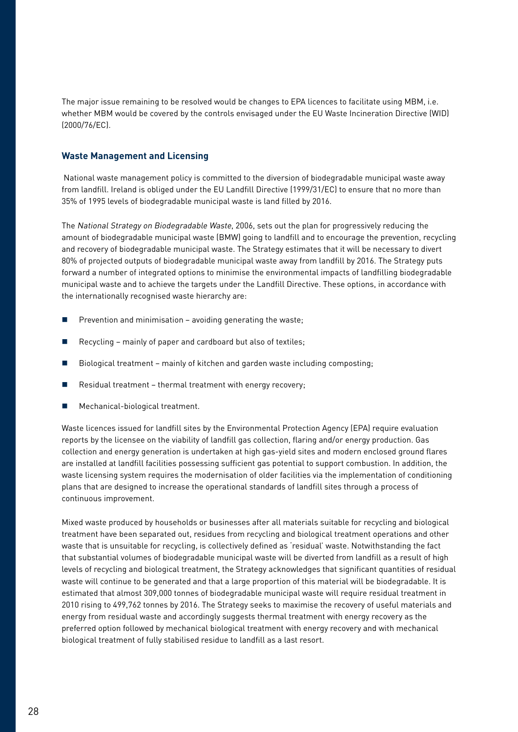The major issue remaining to be resolved would be changes to EPA licences to facilitate using MBM, i.e. whether MBM would be covered by the controls envisaged under the EU Waste Incineration Directive (WID) (2000/76/EC).

### Waste Management and Licensing

National waste management policy is committed to the diversion of biodegradable municipal waste away from landfill. Ireland is obliged under the EU Landfill Directive (1999/31/EC) to ensure that no more than 35% of 1995 levels of biodegradable municipal waste is land filled by 2016.

The *National Strategy on Biodegradable Waste*, 2006, sets out the plan for progressively reducing the amount of biodegradable municipal waste (BMW) going to landfill and to encourage the prevention, recycling and recovery of biodegradable municipal waste. The Strategy estimates that it will be necessary to divert 80% of projected outputs of biodegradable municipal waste away from landfill by 2016. The Strategy puts forward a number of integrated options to minimise the environmental impacts of landfilling biodegradable municipal waste and to achieve the targets under the Landfill Directive. These options, in accordance with the internationally recognised waste hierarchy are:

- Prevention and minimisation – avoiding generating the waste;
- Recycling – mainly of paper and cardboard but also of textiles;
- Biological treatment – mainly of kitchen and garden waste including composting;
- Residual treatment – thermal treatment with energy recovery;
- Mechanical-biological treatment.

Waste licences issued for landfill sites by the Environmental Protection Agency (EPA) require evaluation reports by the licensee on the viability of landfill gas collection, flaring and/or energy production. Gas collection and energy generation is undertaken at high gas-yield sites and modern enclosed ground flares are installed at landfill facilities possessing sufficient gas potential to support combustion. In addition, the waste licensing system requires the modernisation of older facilities via the implementation of conditioning plans that are designed to increase the operational standards of landfill sites through a process of continuous improvement.

Mixed waste produced by households or businesses after all materials suitable for recycling and biological treatment have been separated out, residues from recycling and biological treatment operations and other waste that is unsuitable for recycling, is collectively defined as 'residual' waste. Notwithstanding the fact that substantial volumes of biodegradable municipal waste will be diverted from landfill as a result of high levels of recycling and biological treatment, the Strategy acknowledges that significant quantities of residual waste will continue to be generated and that a large proportion of this material will be biodegradable. It is estimated that almost 309,000 tonnes of biodegradable municipal waste will require residual treatment in 2010 rising to 499,762 tonnes by 2016. The Strategy seeks to maximise the recovery of useful materials and energy from residual waste and accordingly suggests thermal treatment with energy recovery as the preferred option followed by mechanical biological treatment with energy recovery and with mechanical biological treatment of fully stabilised residue to landfill as a last resort.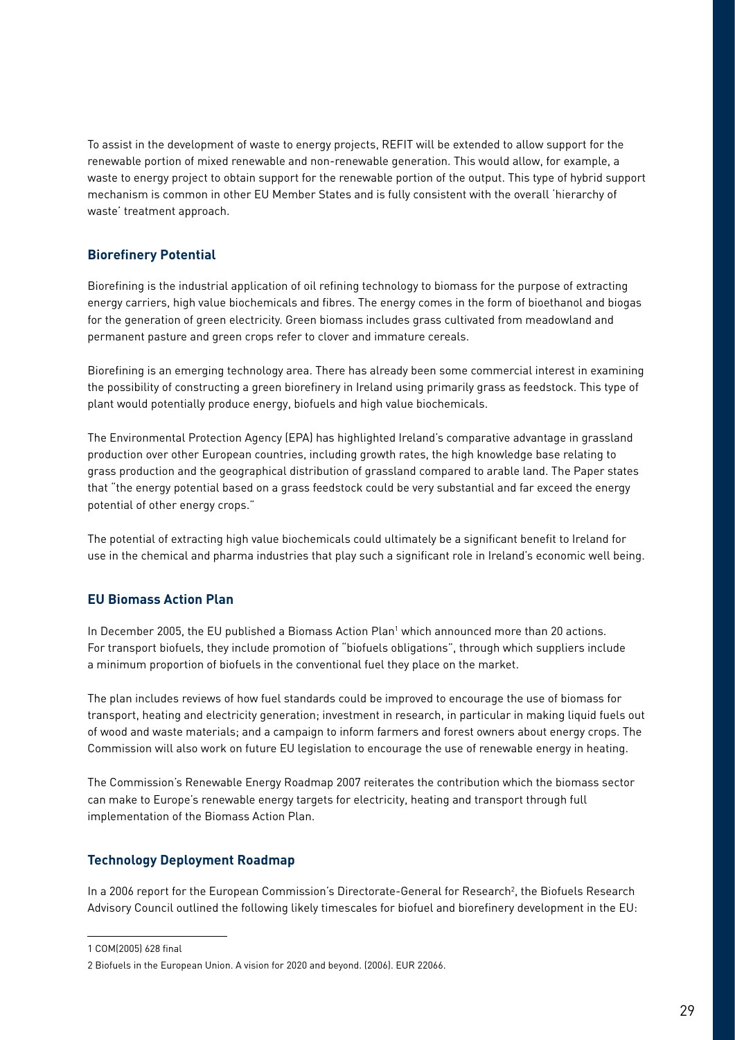To assist in the development of waste to energy projects, REFIT will be extended to allow support for the renewable portion of mixed renewable and non-renewable generation. This would allow, for example, a waste to energy project to obtain support for the renewable portion of the output. This type of hybrid support mechanism is common in other EU Member States and is fully consistent with the overall 'hierarchy of waste' treatment approach.

## Biorefinery Potential

Biorefining is the industrial application of oil refining technology to biomass for the purpose of extracting energy carriers, high value biochemicals and fibres. The energy comes in the form of bioethanol and biogas for the generation of green electricity. Green biomass includes grass cultivated from meadowland and permanent pasture and green crops refer to clover and immature cereals.

Biorefining is an emerging technology area. There has already been some commercial interest in examining the possibility of constructing a green biorefinery in Ireland using primarily grass as feedstock. This type of plant would potentially produce energy, biofuels and high value biochemicals.

The Environmental Protection Agency (EPA) has highlighted Ireland's comparative advantage in grassland production over other European countries, including growth rates, the high knowledge base relating to grass production and the geographical distribution of grassland compared to arable land. The Paper states that "the energy potential based on a grass feedstock could be very substantial and far exceed the energy potential of other energy crops."

The potential of extracting high value biochemicals could ultimately be a significant benefit to Ireland for use in the chemical and pharma industries that play such a significant role in Ireland's economic well being.

## EU Biomass Action Plan

In December 2005, the EU published a Biomass Action Plan[1] which announced more than 20 actions. For transport biofuels, they include promotion of "biofuels obligations", through which suppliers include a minimum proportion of biofuels in the conventional fuel they place on the market.

The plan includes reviews of how fuel standards could be improved to encourage the use of biomass for transport, heating and electricity generation; investment in research, in particular in making liquid fuels out of wood and waste materials; and a campaign to inform farmers and forest owners about energy crops. The Commission will also work on future EU legislation to encourage the use of renewable energy in heating.

The Commission's Renewable Energy Roadmap 2007 reiterates the contribution which the biomass sector can make to Europe's renewable energy targets for electricity, heating and transport through full implementation of the Biomass Action Plan.

## Technology Deployment Roadmap

In a 2006 report for the European Commission's Directorate-General for Research[2], the Biofuels Research Advisory Council outlined the following likely timescales for biofuel and biorefinery development in the EU:

1 COM(2005) 628 final

2 Biofuels in the European Union. A vision for 2020 and beyond. (2006). EUR 22066.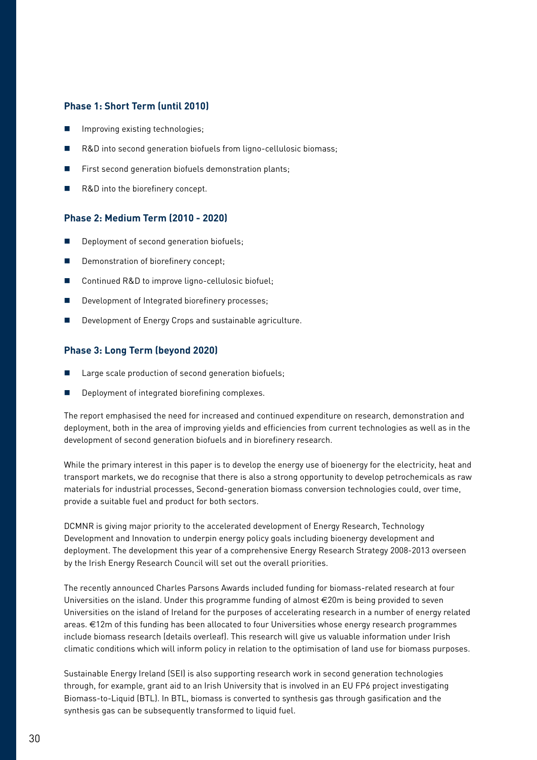### Phase 1: Short Term (until 2010)

- Improving existing technologies;
- R&D into second generation biofuels from ligno-cellulosic biomass;
- First second generation biofuels demonstration plants;
- R&D into the biorefinery concept.

### Phase 2: Medium Term (2010 - 2020)

- Deployment of second generation biofuels;
- Demonstration of biorefinery concept;
- Continued R&D to improve ligno-cellulosic biofuel;
- Development of Integrated biorefinery processes;
- Development of Energy Crops and sustainable agriculture.

### Phase 3: Long Term (beyond 2020)

- Large scale production of second generation biofuels;
- Deployment of integrated biorefining complexes.

The report emphasised the need for increased and continued expenditure on research, demonstration and deployment, both in the area of improving yields and efficiencies from current technologies as well as in the development of second generation biofuels and in biorefinery research.

While the primary interest in this paper is to develop the energy use of bioenergy for the electricity, heat and transport markets, we do recognise that there is also a strong opportunity to develop petrochemicals as raw materials for industrial processes, Second-generation biomass conversion technologies could, over time, provide a suitable fuel and product for both sectors.

DCMNR is giving major priority to the accelerated development of Energy Research, Technology Development and Innovation to underpin energy policy goals including bioenergy development and deployment. The development this year of a comprehensive Energy Research Strategy 2008-2013 overseen by the Irish Energy Research Council will set out the overall priorities.

The recently announced Charles Parsons Awards included funding for biomass-related research at four Universities on the island. Under this programme funding of almost €20m is being provided to seven Universities on the island of Ireland for the purposes of accelerating research in a number of energy related areas. €12m of this funding has been allocated to four Universities whose energy research programmes include biomass research (details overleaf). This research will give us valuable information under Irish climatic conditions which will inform policy in relation to the optimisation of land use for biomass purposes.

Sustainable Energy Ireland (SEI) is also supporting research work in second generation technologies through, for example, grant aid to an Irish University that is involved in an EU FP6 project investigating Biomass-to-Liquid (BTL). In BTL, biomass is converted to synthesis gas through gasification and the synthesis gas can be subsequently transformed to liquid fuel.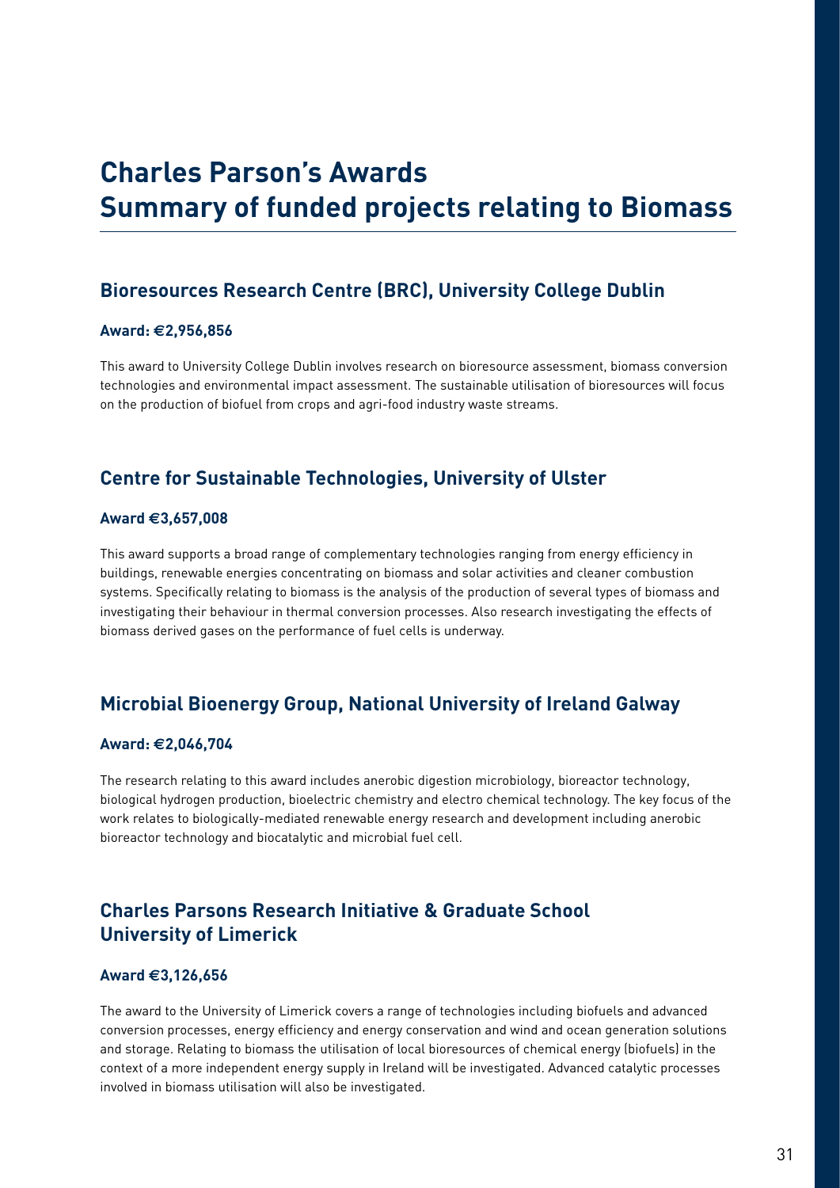# Charles Parson's Awards
# Summary of funded projects relating to Biomass

## Bioresources Research Centre (BRC), University College Dublin

**Award: €2,956,856**

This award to University College Dublin involves research on bioresource assessment, biomass conversion technologies and environmental impact assessment. The sustainable utilisation of bioresources will focus on the production of biofuel from crops and agri-food industry waste streams.

## Centre for Sustainable Technologies, University of Ulster

**Award €3,657,008**

This award supports a broad range of complementary technologies ranging from energy efficiency in buildings, renewable energies concentrating on biomass and solar activities and cleaner combustion systems. Specifically relating to biomass is the analysis of the production of several types of biomass and investigating their behaviour in thermal conversion processes. Also research investigating the effects of biomass derived gases on the performance of fuel cells is underway.

## Microbial Bioenergy Group, National University of Ireland Galway

**Award: €2,046,704**

The research relating to this award includes anerobic digestion microbiology, bioreactor technology, biological hydrogen production, bioelectric chemistry and electro chemical technology. The key focus of the work relates to biologically-mediated renewable energy research and development including anerobic bioreactor technology and biocatalytic and microbial fuel cell.

## Charles Parsons Research Initiative & Graduate School University of Limerick

**Award €3,126,656**

The award to the University of Limerick covers a range of technologies including biofuels and advanced conversion processes, energy efficiency and energy conservation and wind and ocean generation solutions and storage. Relating to biomass the utilisation of local bioresources of chemical energy (biofuels) in the context of a more independent energy supply in Ireland will be investigated. Advanced catalytic processes involved in biomass utilisation will also be investigated.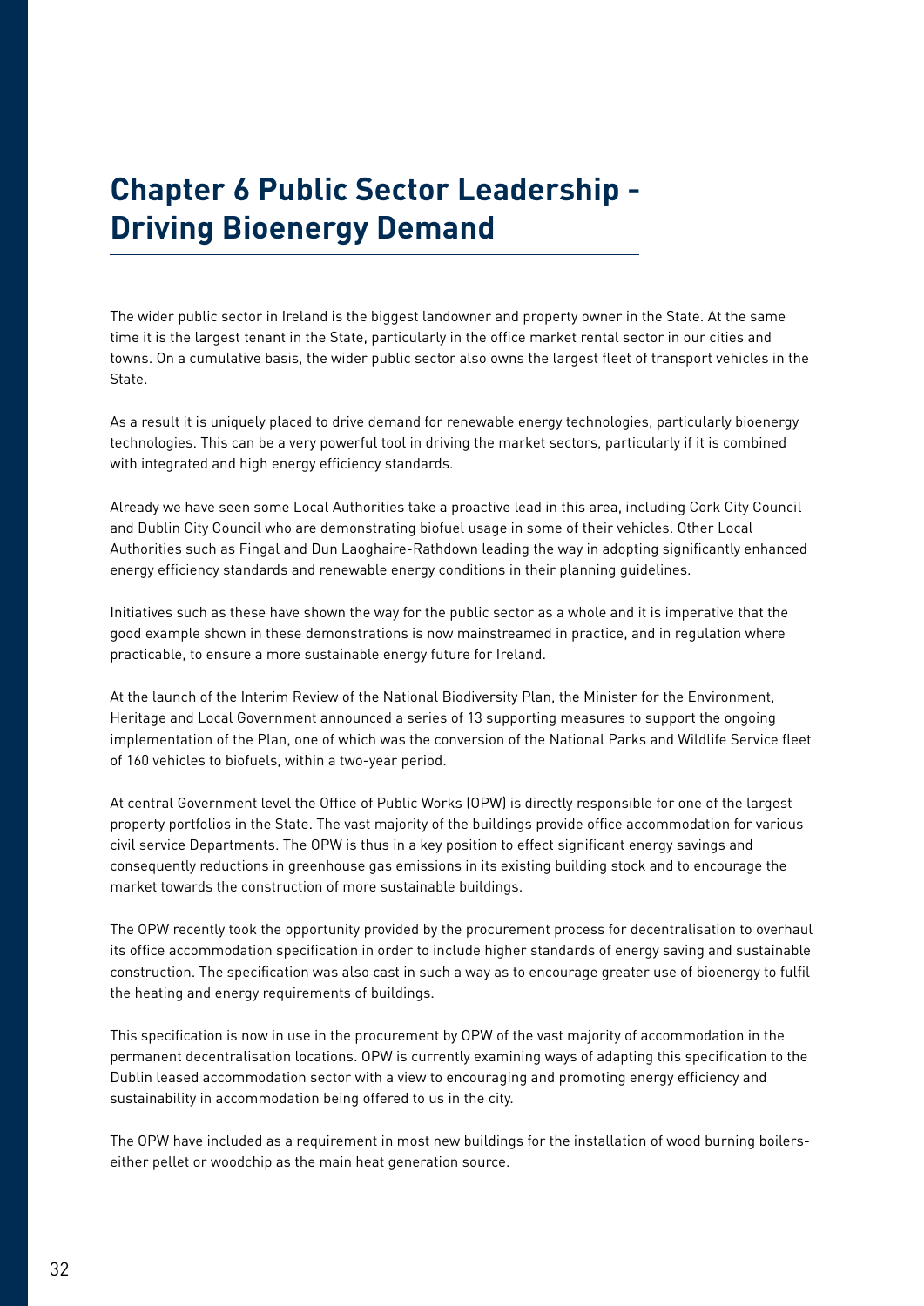# Chapter 6 Public Sector Leadership - Driving Bioenergy Demand

The wider public sector in Ireland is the biggest landowner and property owner in the State. At the same time it is the largest tenant in the State, particularly in the office market rental sector in our cities and towns. On a cumulative basis, the wider public sector also owns the largest fleet of transport vehicles in the State.

As a result it is uniquely placed to drive demand for renewable energy technologies, particularly bioenergy technologies. This can be a very powerful tool in driving the market sectors, particularly if it is combined with integrated and high energy efficiency standards.

Already we have seen some Local Authorities take a proactive lead in this area, including Cork City Council and Dublin City Council who are demonstrating biofuel usage in some of their vehicles. Other Local Authorities such as Fingal and Dun Laoghaire-Rathdown leading the way in adopting significantly enhanced energy efficiency standards and renewable energy conditions in their planning guidelines.

Initiatives such as these have shown the way for the public sector as a whole and it is imperative that the good example shown in these demonstrations is now mainstreamed in practice, and in regulation where practicable, to ensure a more sustainable energy future for Ireland.

At the launch of the Interim Review of the National Biodiversity Plan, the Minister for the Environment, Heritage and Local Government announced a series of 13 supporting measures to support the ongoing implementation of the Plan, one of which was the conversion of the National Parks and Wildlife Service fleet of 160 vehicles to biofuels, within a two-year period.

At central Government level the Office of Public Works (OPW) is directly responsible for one of the largest property portfolios in the State. The vast majority of the buildings provide office accommodation for various civil service Departments. The OPW is thus in a key position to effect significant energy savings and consequently reductions in greenhouse gas emissions in its existing building stock and to encourage the market towards the construction of more sustainable buildings.

The OPW recently took the opportunity provided by the procurement process for decentralisation to overhaul its office accommodation specification in order to include higher standards of energy saving and sustainable construction. The specification was also cast in such a way as to encourage greater use of bioenergy to fulfil the heating and energy requirements of buildings.

This specification is now in use in the procurement by OPW of the vast majority of accommodation in the permanent decentralisation locations. OPW is currently examining ways of adapting this specification to the Dublin leased accommodation sector with a view to encouraging and promoting energy efficiency and sustainability in accommodation being offered to us in the city.

The OPW have included as a requirement in most new buildings for the installation of wood burning boilers- either pellet or woodchip as the main heat generation source.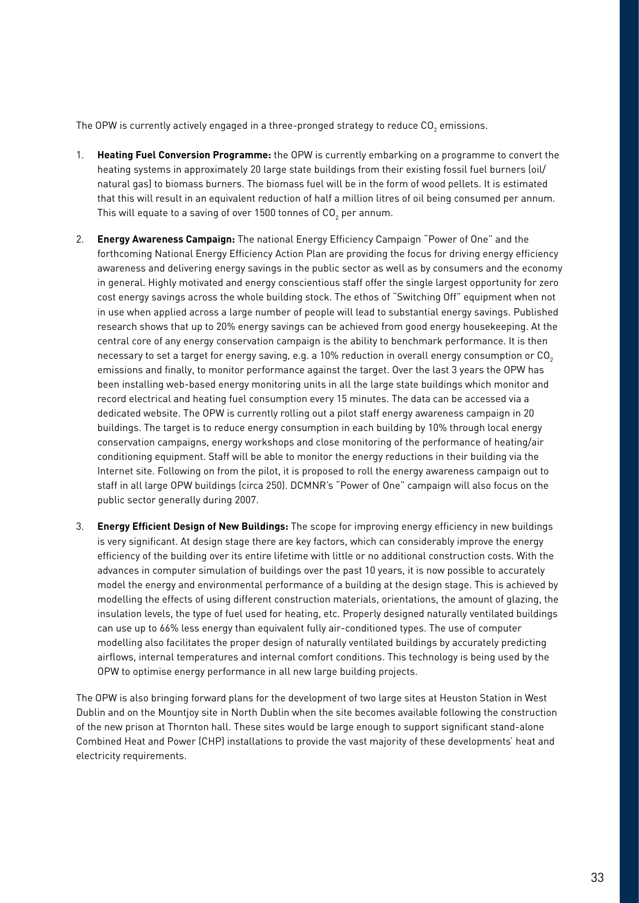The OPW is currently actively engaged in a three-pronged strategy to reduce $CO_2$ emissions.

1. **Heating Fuel Conversion Programme:** the OPW is currently embarking on a programme to convert the heating systems in approximately 20 large state buildings from their existing fossil fuel burners (oil/natural gas) to biomass burners. The biomass fuel will be in the form of wood pellets. It is estimated that this will result in an equivalent reduction of half a million litres of oil being consumed per annum. This will equate to a saving of over 1500 tonnes of $CO_2$ per annum.

2. **Energy Awareness Campaign:** The national Energy Efficiency Campaign "Power of One" and the forthcoming National Energy Efficiency Action Plan are providing the focus for driving energy efficiency awareness and delivering energy savings in the public sector as well as by consumers and the economy in general. Highly motivated and energy conscientious staff offer the single largest opportunity for zero cost energy savings across the whole building stock. The ethos of "Switching Off" equipment when not in use when applied across a large number of people will lead to substantial energy savings. Published research shows that up to 20% energy savings can be achieved from good energy housekeeping. At the central core of any energy conservation campaign is the ability to benchmark performance. It is then necessary to set a target for energy saving, e.g. a 10% reduction in overall energy consumption or $CO_2$ emissions and finally, to monitor performance against the target. Over the last 3 years the OPW has been installing web-based energy monitoring units in all the large state buildings which monitor and record electrical and heating fuel consumption every 15 minutes. The data can be accessed via a dedicated website. The OPW is currently rolling out a pilot staff energy awareness campaign in 20 buildings. The target is to reduce energy consumption in each building by 10% through local energy conservation campaigns, energy workshops and close monitoring of the performance of heating/air conditioning equipment. Staff will be able to monitor the energy reductions in their building via the Internet site. Following on from the pilot, it is proposed to roll the energy awareness campaign out to staff in all large OPW buildings (circa 250). DCMNR's "Power of One" campaign will also focus on the public sector generally during 2007.

3. **Energy Efficient Design of New Buildings:** The scope for improving energy efficiency in new buildings is very significant. At design stage there are key factors, which can considerably improve the energy efficiency of the building over its entire lifetime with little or no additional construction costs. With the advances in computer simulation of buildings over the past 10 years, it is now possible to accurately model the energy and environmental performance of a building at the design stage. This is achieved by modelling the effects of using different construction materials, orientations, the amount of glazing, the insulation levels, the type of fuel used for heating, etc. Properly designed naturally ventilated buildings can use up to 66% less energy than equivalent fully air-conditioned types. The use of computer modelling also facilitates the proper design of naturally ventilated buildings by accurately predicting airflows, internal temperatures and internal comfort conditions. This technology is being used by the OPW to optimise energy performance in all new large building projects.

The OPW is also bringing forward plans for the development of two large sites at Heuston Station in West Dublin and on the Mountjoy site in North Dublin when the site becomes available following the construction of the new prison at Thornton hall. These sites would be large enough to support significant stand-alone Combined Heat and Power (CHP) installations to provide the vast majority of these developments' heat and electricity requirements.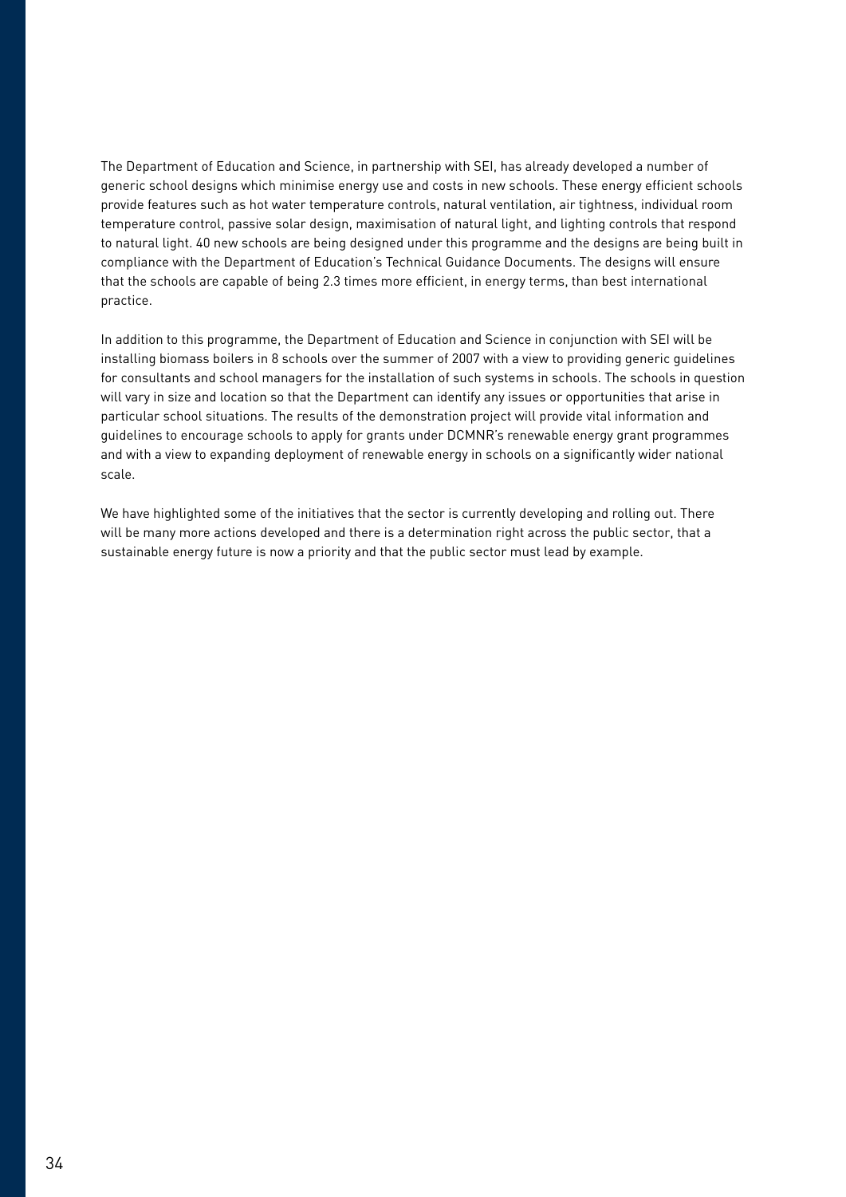The Department of Education and Science, in partnership with SEI, has already developed a number of generic school designs which minimise energy use and costs in new schools. These energy efficient schools provide features such as hot water temperature controls, natural ventilation, air tightness, individual room temperature control, passive solar design, maximisation of natural light, and lighting controls that respond to natural light. 40 new schools are being designed under this programme and the designs are being built in compliance with the Department of Education's Technical Guidance Documents. The designs will ensure that the schools are capable of being 2.3 times more efficient, in energy terms, than best international practice.

In addition to this programme, the Department of Education and Science in conjunction with SEI will be installing biomass boilers in 8 schools over the summer of 2007 with a view to providing generic guidelines for consultants and school managers for the installation of such systems in schools. The schools in question will vary in size and location so that the Department can identify any issues or opportunities that arise in particular school situations. The results of the demonstration project will provide vital information and guidelines to encourage schools to apply for grants under DCMNR's renewable energy grant programmes and with a view to expanding deployment of renewable energy in schools on a significantly wider national scale.

We have highlighted some of the initiatives that the sector is currently developing and rolling out. There will be many more actions developed and there is a determination right across the public sector, that a sustainable energy future is now a priority and that the public sector must lead by example.